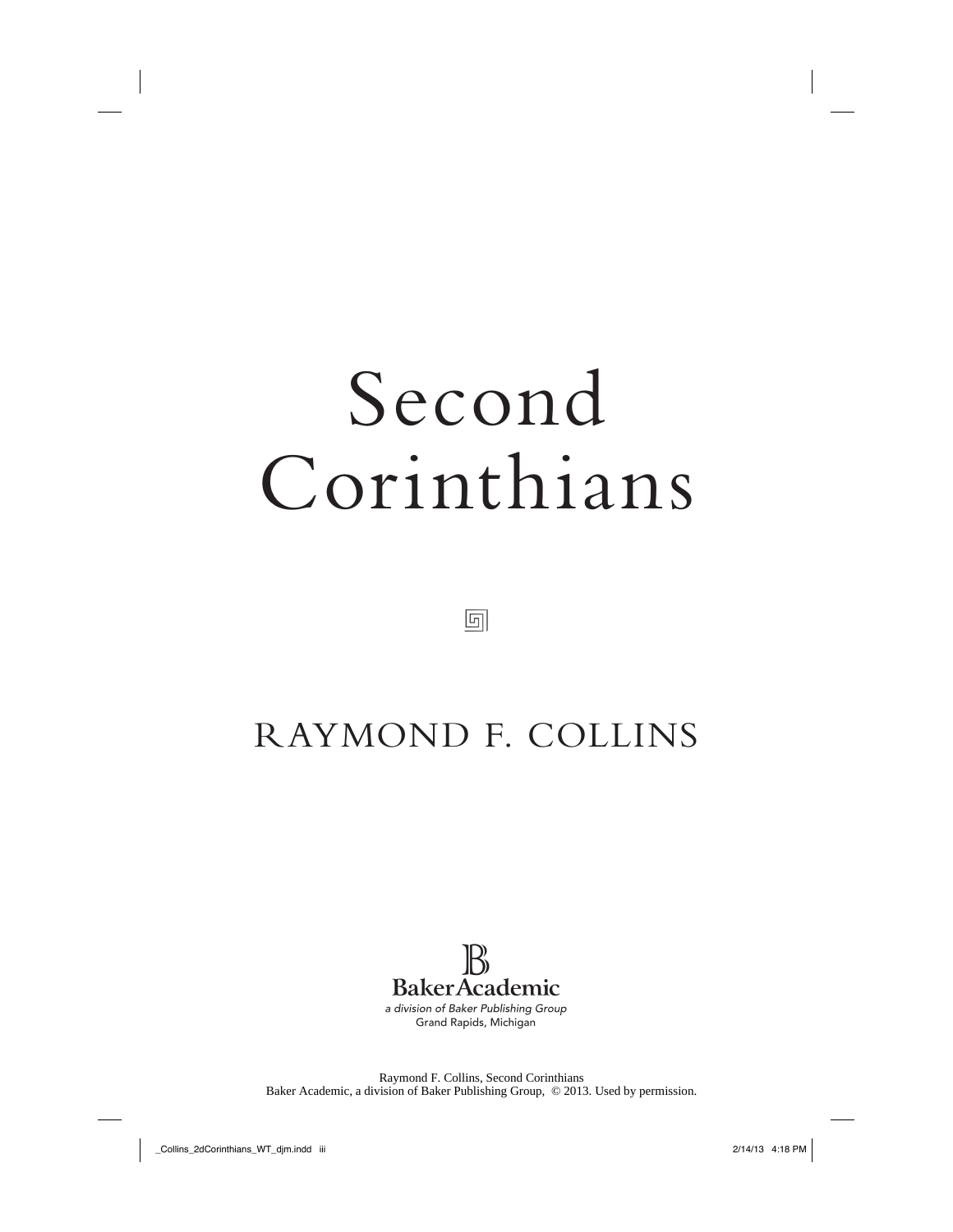# Second Corinthians

## RAYMOND F. COLLINS

**BakerAcademic**
*a division of Baker Publishing Group*
Grand Rapids, Michigan

Raymond F. Collins, Second Corinthians
Baker Academic, a division of Baker Publishing Group, © 2013. Used by permission.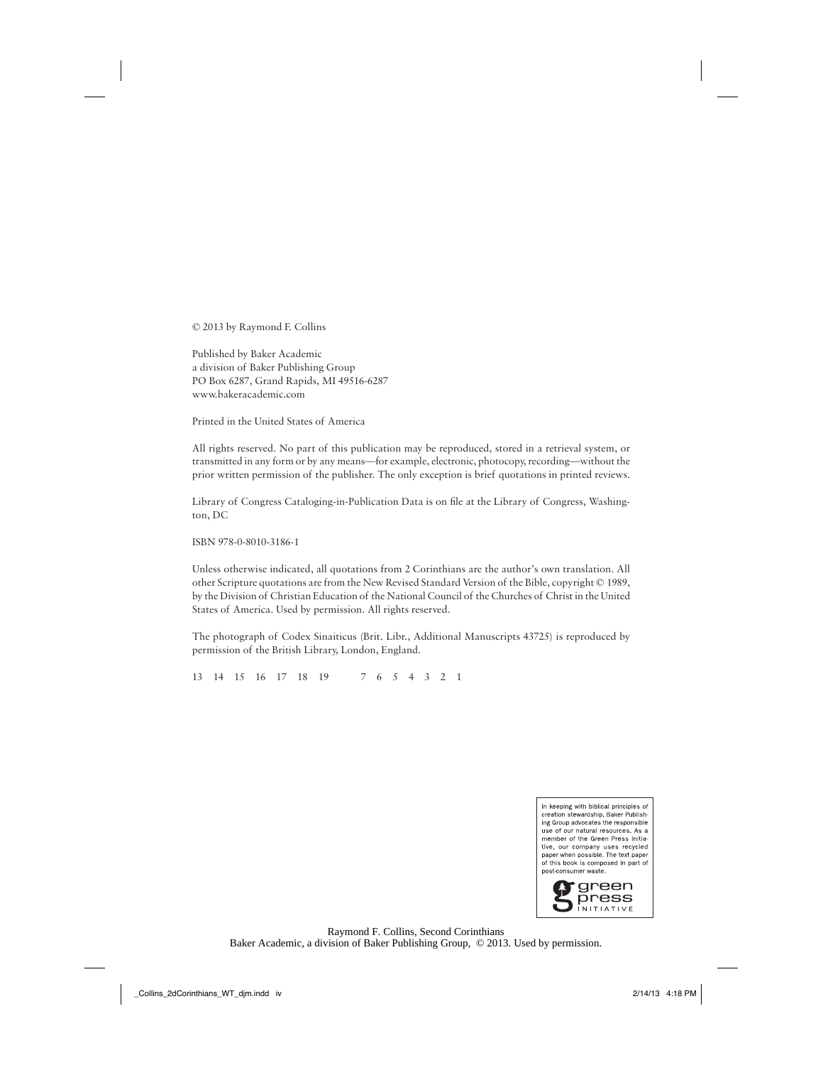© 2013 by Raymond F. Collins

Published by Baker Academic
a division of Baker Publishing Group
PO Box 6287, Grand Rapids, MI 49516-6287
www.bakeracademic.com

Printed in the United States of America

All rights reserved. No part of this publication may be reproduced, stored in a retrieval system, or transmitted in any form or by any means—for example, electronic, photocopy, recording—without the prior written permission of the publisher. The only exception is brief quotations in printed reviews.

Library of Congress Cataloging-in-Publication Data is on file at the Library of Congress, Washington, DC

ISBN 978-0-8010-3186-1

Unless otherwise indicated, all quotations from 2 Corinthians are the author's own translation. All other Scripture quotations are from the New Revised Standard Version of the Bible, copyright © 1989, by the Division of Christian Education of the National Council of the Churches of Christ in the United States of America. Used by permission. All rights reserved.

The photograph of Codex Sinaiticus (Brit. Libr., Additional Manuscripts 43725) is reproduced by permission of the British Library, London, England.

13 14 15 16 17 18 19 7 6 5 4 3 2 1

In keeping with biblical principles of creation stewardship, Baker Publishing Group advocates the responsible use of our natural resources. As a member of the Green Press Initiative, our company uses recycled paper when possible. The text paper of this book is composed in part of post-consumer waste.

green press INITIATIVE

Raymond F. Collins, Second Corinthians
Baker Academic, a division of Baker Publishing Group, © 2013. Used by permission.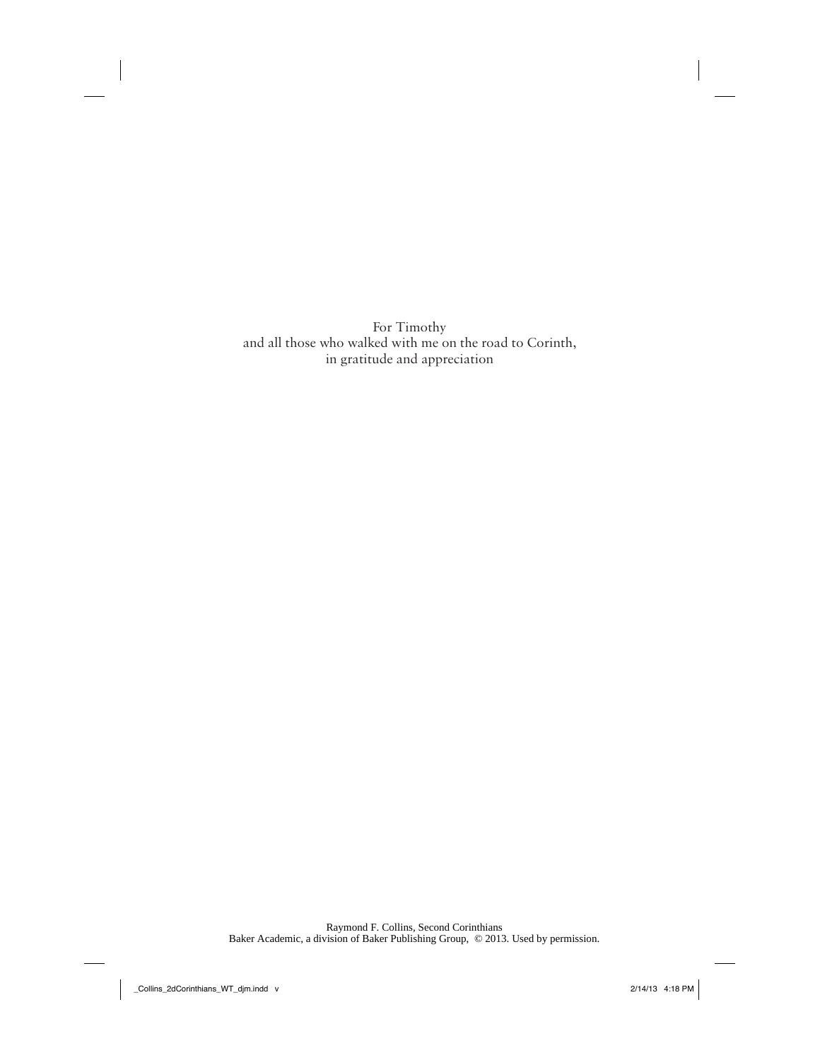For Timothy
and all those who walked with me on the road to Corinth,
in gratitude and appreciation

Raymond F. Collins, Second Corinthians
Baker Academic, a division of Baker Publishing Group, © 2013. Used by permission.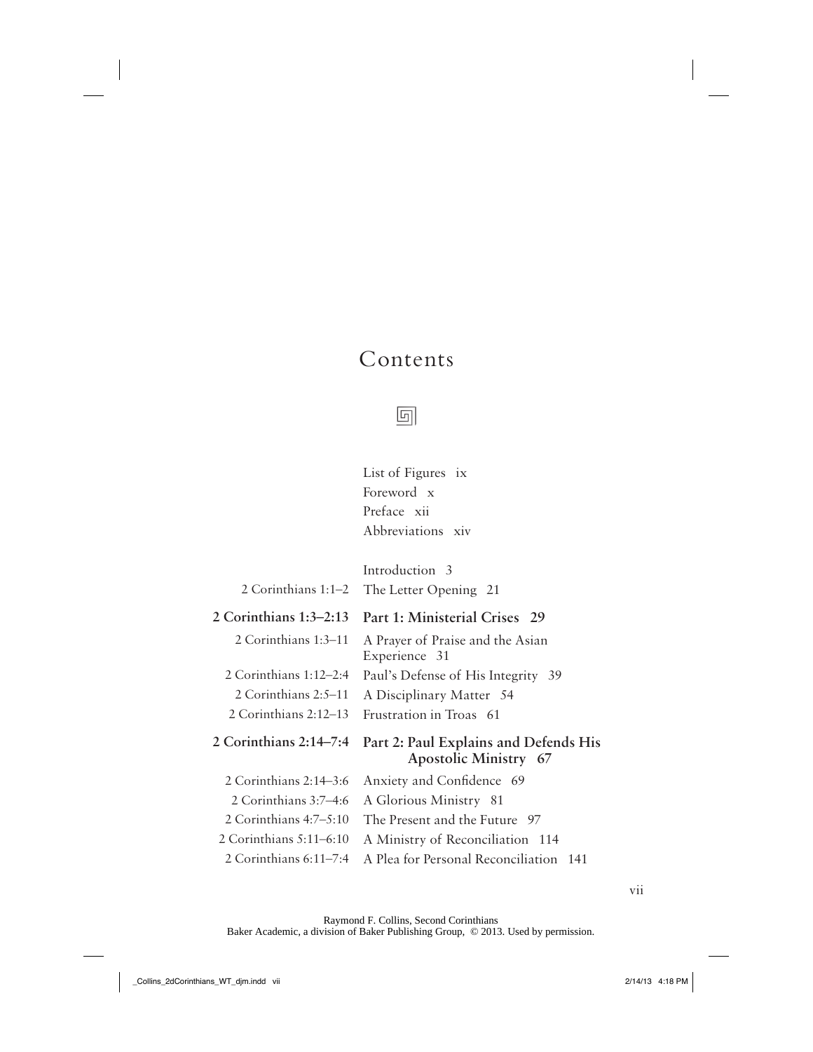# Contents

List of Figures ix
Foreword x
Preface xii
Abbreviations xiv

| | |
|---|---|
| | Introduction 3 |
| 2 Corinthians 1:1–2 | The Letter Opening 21 |
| **2 Corinthians 1:3–2:13** | **Part 1: Ministerial Crises 29** |
| 2 Corinthians 1:3–11 | A Prayer of Praise and the Asian Experience 31 |
| 2 Corinthians 1:12–2:4 | Paul's Defense of His Integrity 39 |
| 2 Corinthians 2:5–11 | A Disciplinary Matter 54 |
| 2 Corinthians 2:12–13 | Frustration in Troas 61 |
| **2 Corinthians 2:14–7:4** | **Part 2: Paul Explains and Defends His Apostolic Ministry 67** |
| 2 Corinthians 2:14–3:6 | Anxiety and Confidence 69 |
| 2 Corinthians 3:7–4:6 | A Glorious Ministry 81 |
| 2 Corinthians 4:7–5:10 | The Present and the Future 97 |
| 2 Corinthians 5:11–6:10 | A Ministry of Reconciliation 114 |
| 2 Corinthians 6:11–7:4 | A Plea for Personal Reconciliation 141 |

Raymond F. Collins, Second Corinthians
Baker Academic, a division of Baker Publishing Group, © 2013. Used by permission.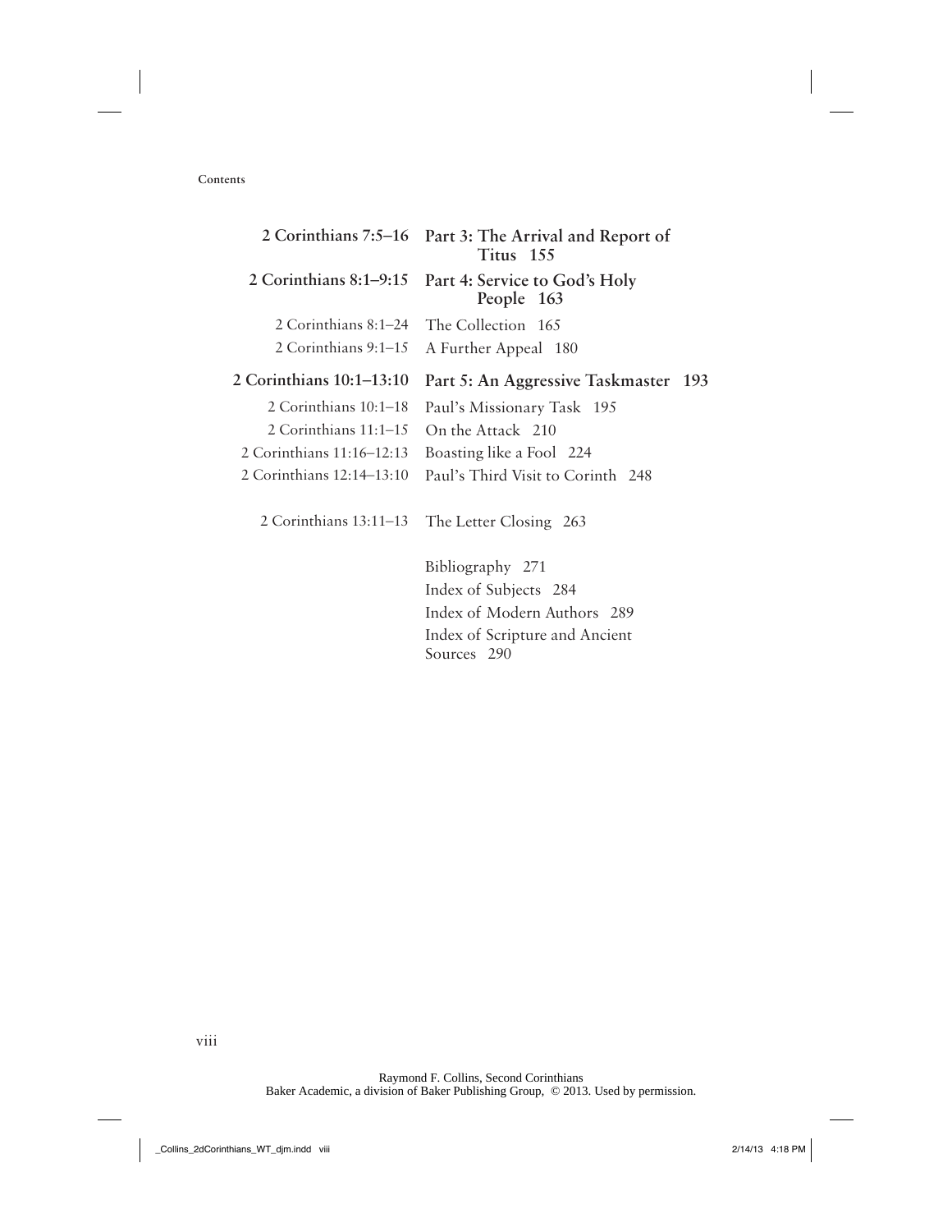| | |
|---|---|
| **2 Corinthians 7:5–16** | **Part 3: The Arrival and Report of Titus 155** |
| **2 Corinthians 8:1–9:15** | **Part 4: Service to God's Holy People 163** |
| 2 Corinthians 8:1–24 | The Collection 165 |
| 2 Corinthians 9:1–15 | A Further Appeal 180 |
| **2 Corinthians 10:1–13:10** | **Part 5: An Aggressive Taskmaster 193** |
| 2 Corinthians 10:1–18 | Paul's Missionary Task 195 |
| 2 Corinthians 11:1–15 | On the Attack 210 |
| 2 Corinthians 11:16–12:13 | Boasting like a Fool 224 |
| 2 Corinthians 12:14–13:10 | Paul's Third Visit to Corinth 248 |
| 2 Corinthians 13:11–13 | The Letter Closing 263 |
| | Bibliography 271 |
| | Index of Subjects 284 |
| | Index of Modern Authors 289 |
| | Index of Scripture and Ancient Sources 290 |

Raymond F. Collins, Second Corinthians
Baker Academic, a division of Baker Publishing Group, © 2013. Used by permission.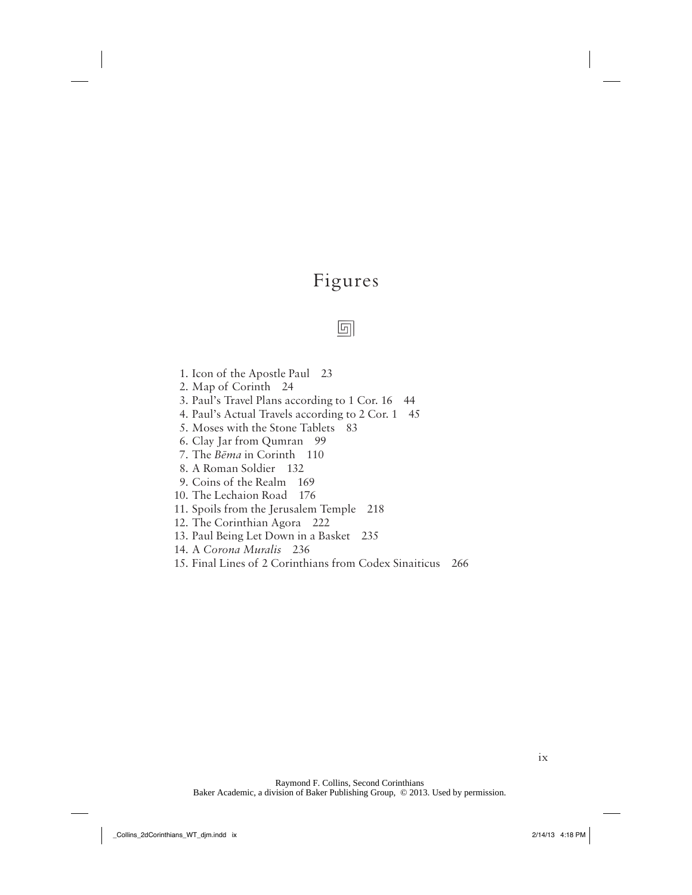# Figures

1. Icon of the Apostle Paul 23
2. Map of Corinth 24
3. Paul's Travel Plans according to 1 Cor. 16 44
4. Paul's Actual Travels according to 2 Cor. 1 45
5. Moses with the Stone Tablets 83
6. Clay Jar from Qumran 99
7. The *Bēma* in Corinth 110
8. A Roman Soldier 132
9. Coins of the Realm 169
10. The Lechaion Road 176
11. Spoils from the Jerusalem Temple 218
12. The Corinthian Agora 222
13. Paul Being Let Down in a Basket 235
14. A *Corona Muralis* 236
15. Final Lines of 2 Corinthians from Codex Sinaiticus 266

Raymond F. Collins, Second Corinthians
Baker Academic, a division of Baker Publishing Group, © 2013. Used by permission.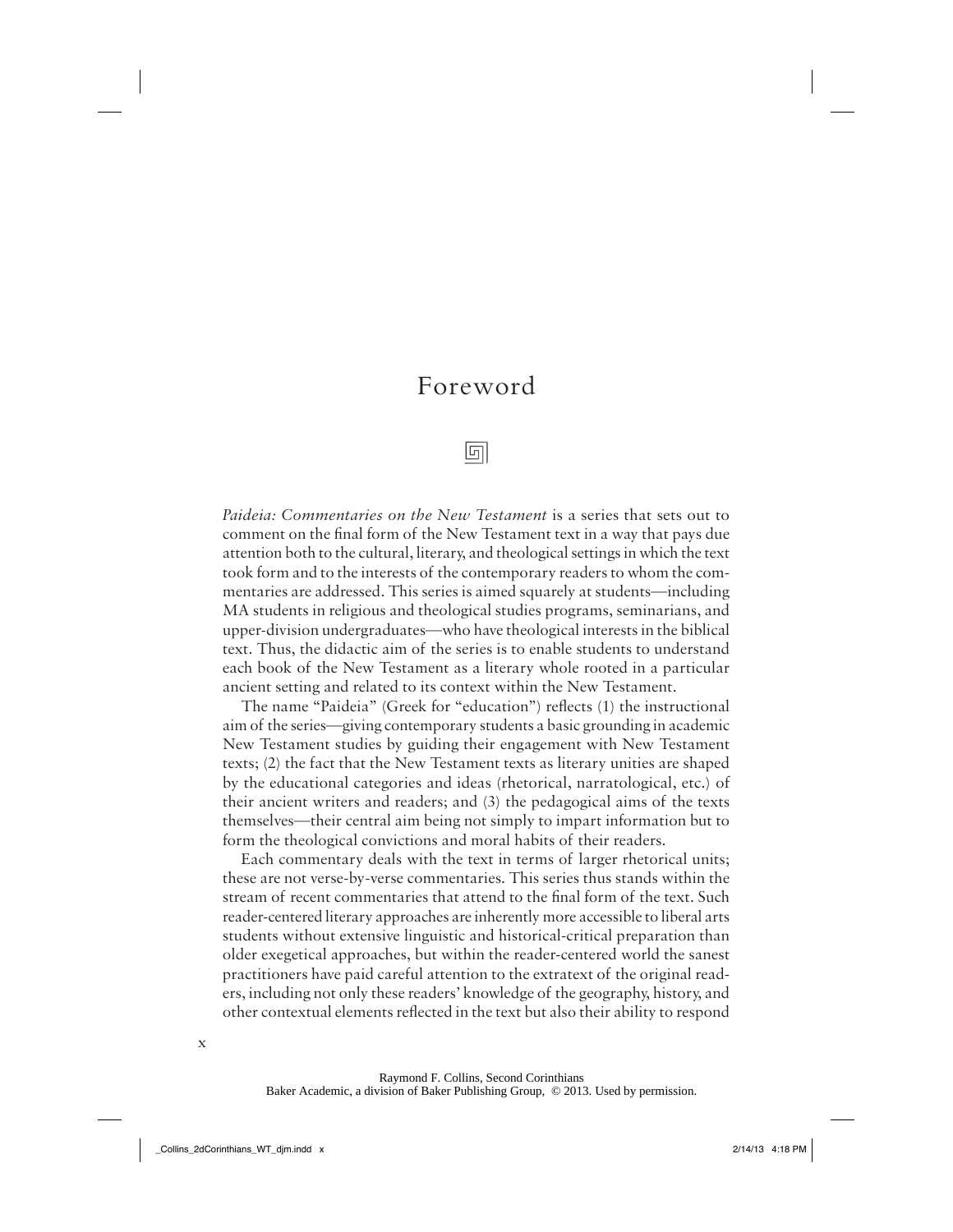# Foreword

*Paideia: Commentaries on the New Testament* is a series that sets out to comment on the final form of the New Testament text in a way that pays due attention both to the cultural, literary, and theological settings in which the text took form and to the interests of the contemporary readers to whom the commentaries are addressed. This series is aimed squarely at students—including MA students in religious and theological studies programs, seminarians, and upper-division undergraduates—who have theological interests in the biblical text. Thus, the didactic aim of the series is to enable students to understand each book of the New Testament as a literary whole rooted in a particular ancient setting and related to its context within the New Testament.

The name "Paideia" (Greek for "education") reflects (1) the instructional aim of the series—giving contemporary students a basic grounding in academic New Testament studies by guiding their engagement with New Testament texts; (2) the fact that the New Testament texts as literary unities are shaped by the educational categories and ideas (rhetorical, narratological, etc.) of their ancient writers and readers; and (3) the pedagogical aims of the texts themselves—their central aim being not simply to impart information but to form the theological convictions and moral habits of their readers.

Each commentary deals with the text in terms of larger rhetorical units; these are not verse-by-verse commentaries. This series thus stands within the stream of recent commentaries that attend to the final form of the text. Such reader-centered literary approaches are inherently more accessible to liberal arts students without extensive linguistic and historical-critical preparation than older exegetical approaches, but within the reader-centered world the sanest practitioners have paid careful attention to the extratext of the original readers, including not only these readers' knowledge of the geography, history, and other contextual elements reflected in the text but also their ability to respond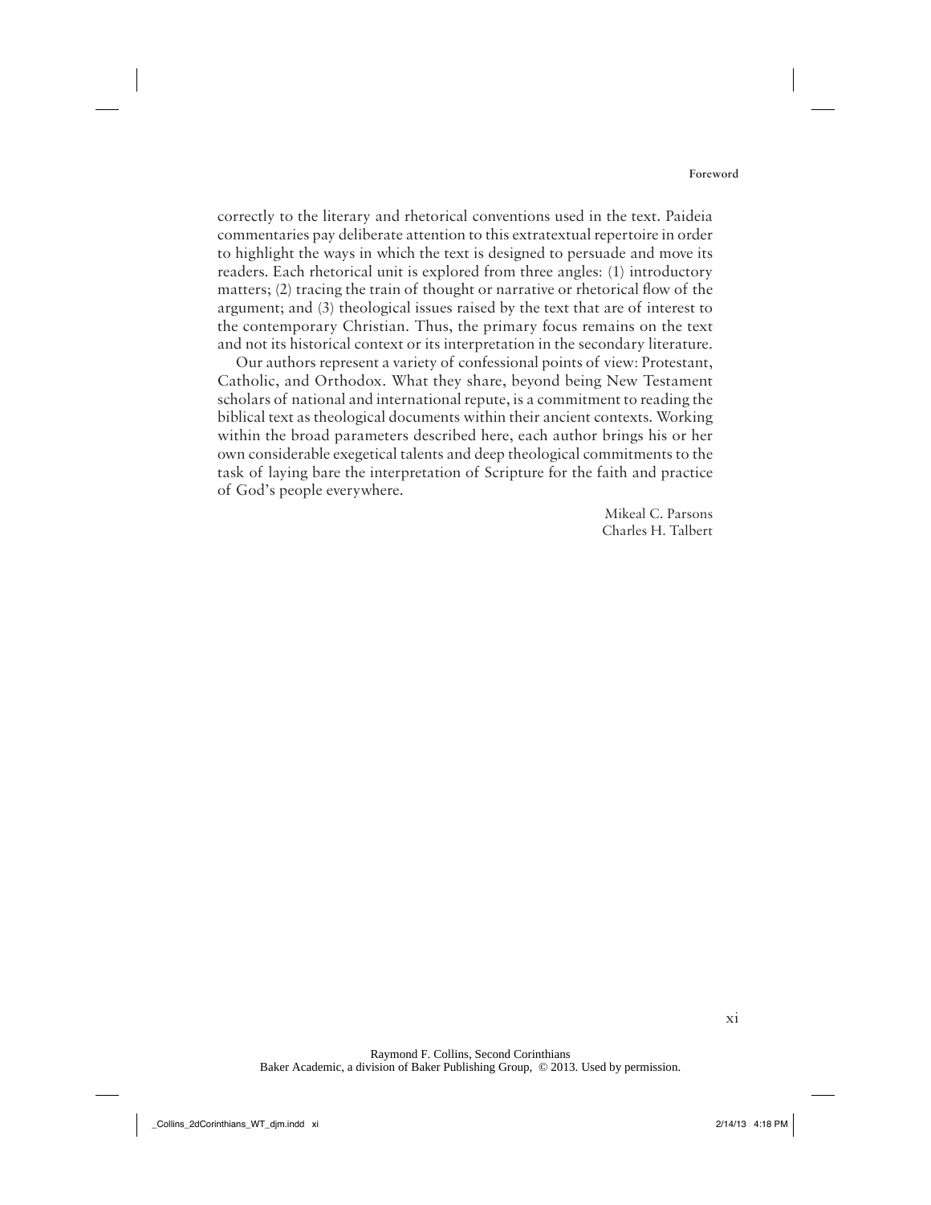correctly to the literary and rhetorical conventions used in the text. Paideia commentaries pay deliberate attention to this extratextual repertoire in order to highlight the ways in which the text is designed to persuade and move its readers. Each rhetorical unit is explored from three angles: (1) introductory matters; (2) tracing the train of thought or narrative or rhetorical flow of the argument; and (3) theological issues raised by the text that are of interest to the contemporary Christian. Thus, the primary focus remains on the text and not its historical context or its interpretation in the secondary literature.

Our authors represent a variety of confessional points of view: Protestant, Catholic, and Orthodox. What they share, beyond being New Testament scholars of national and international repute, is a commitment to reading the biblical text as theological documents within their ancient contexts. Working within the broad parameters described here, each author brings his or her own considerable exegetical talents and deep theological commitments to the task of laying bare the interpretation of Scripture for the faith and practice of God's people everywhere.

Mikeal C. Parsons
Charles H. Talbert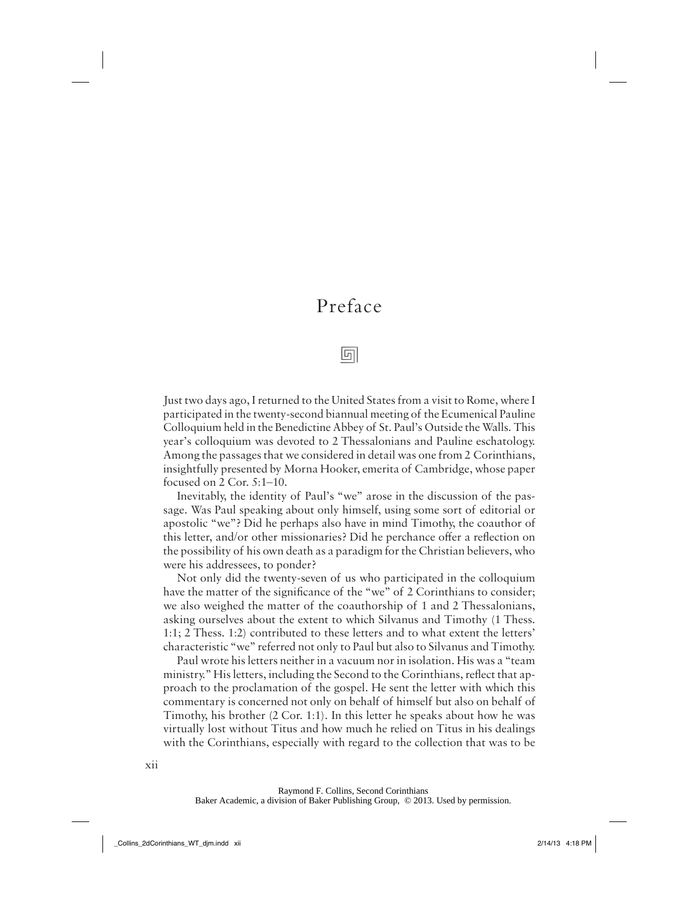# Preface

Just two days ago, I returned to the United States from a visit to Rome, where I participated in the twenty-second biannual meeting of the Ecumenical Pauline Colloquium held in the Benedictine Abbey of St. Paul's Outside the Walls. This year's colloquium was devoted to 2 Thessalonians and Pauline eschatology. Among the passages that we considered in detail was one from 2 Corinthians, insightfully presented by Morna Hooker, emerita of Cambridge, whose paper focused on 2 Cor. 5:1–10.

Inevitably, the identity of Paul's "we" arose in the discussion of the passage. Was Paul speaking about only himself, using some sort of editorial or apostolic "we"? Did he perhaps also have in mind Timothy, the coauthor of this letter, and/or other missionaries? Did he perchance offer a reflection on the possibility of his own death as a paradigm for the Christian believers, who were his addressees, to ponder?

Not only did the twenty-seven of us who participated in the colloquium have the matter of the significance of the "we" of 2 Corinthians to consider; we also weighed the matter of the coauthorship of 1 and 2 Thessalonians, asking ourselves about the extent to which Silvanus and Timothy (1 Thess. 1:1; 2 Thess. 1:2) contributed to these letters and to what extent the letters' characteristic "we" referred not only to Paul but also to Silvanus and Timothy.

Paul wrote his letters neither in a vacuum nor in isolation. His was a "team ministry." His letters, including the Second to the Corinthians, reflect that approach to the proclamation of the gospel. He sent the letter with which this commentary is concerned not only on behalf of himself but also on behalf of Timothy, his brother (2 Cor. 1:1). In this letter he speaks about how he was virtually lost without Titus and how much he relied on Titus in his dealings with the Corinthians, especially with regard to the collection that was to be

Raymond F. Collins, Second Corinthians
Baker Academic, a division of Baker Publishing Group, © 2013. Used by permission.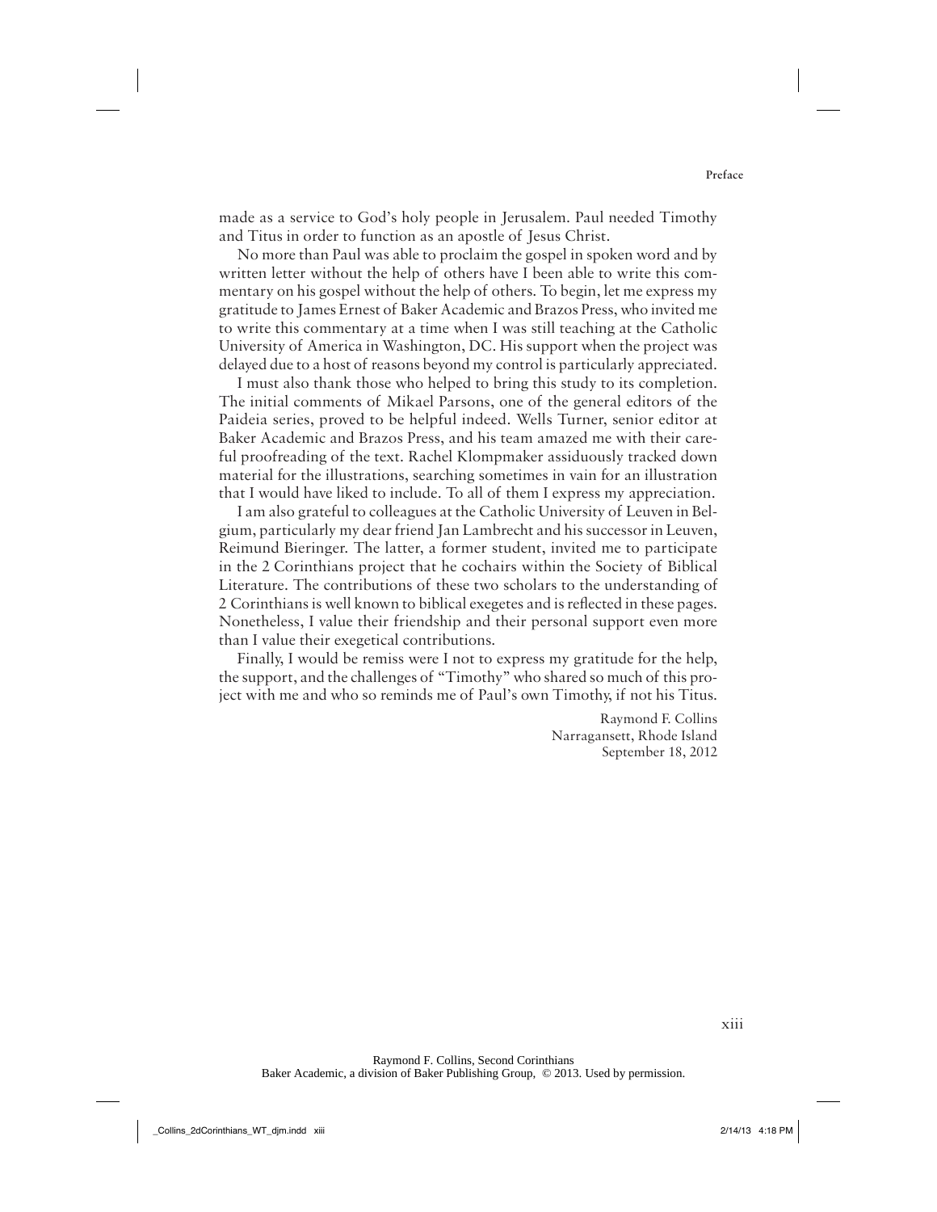made as a service to God's holy people in Jerusalem. Paul needed Timothy and Titus in order to function as an apostle of Jesus Christ.

No more than Paul was able to proclaim the gospel in spoken word and by written letter without the help of others have I been able to write this commentary on his gospel without the help of others. To begin, let me express my gratitude to James Ernest of Baker Academic and Brazos Press, who invited me to write this commentary at a time when I was still teaching at the Catholic University of America in Washington, DC. His support when the project was delayed due to a host of reasons beyond my control is particularly appreciated.

I must also thank those who helped to bring this study to its completion. The initial comments of Mikael Parsons, one of the general editors of the Paideia series, proved to be helpful indeed. Wells Turner, senior editor at Baker Academic and Brazos Press, and his team amazed me with their careful proofreading of the text. Rachel Klompmaker assiduously tracked down material for the illustrations, searching sometimes in vain for an illustration that I would have liked to include. To all of them I express my appreciation.

I am also grateful to colleagues at the Catholic University of Leuven in Belgium, particularly my dear friend Jan Lambrecht and his successor in Leuven, Reimund Bieringer. The latter, a former student, invited me to participate in the 2 Corinthians project that he cochairs within the Society of Biblical Literature. The contributions of these two scholars to the understanding of 2 Corinthians is well known to biblical exegetes and is reflected in these pages. Nonetheless, I value their friendship and their personal support even more than I value their exegetical contributions.

Finally, I would be remiss were I not to express my gratitude for the help, the support, and the challenges of "Timothy" who shared so much of this project with me and who so reminds me of Paul's own Timothy, if not his Titus.

Raymond F. Collins
Narragansett, Rhode Island
September 18, 2012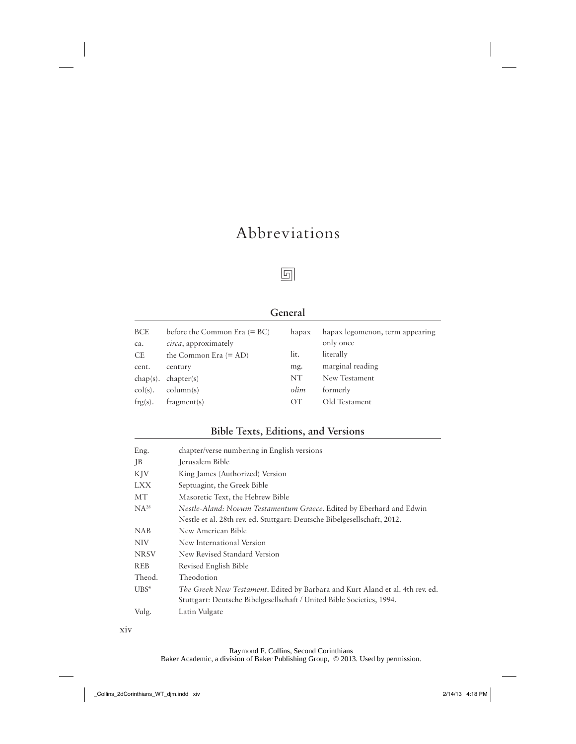# Abbreviations

## General

| | | | |
|---|---|---|---|
| BCE | before the Common Era (= BC) | hapax | hapax legomenon, term appearing only once |
| ca. | *circa*, approximately | lit. | literally |
| CE | the Common Era (= AD) | mg. | marginal reading |
| cent. | century | NT | New Testament |
| chap(s). | chapter(s) | *olim* | formerly |
| col(s). | column(s) | OT | Old Testament |
| frg(s). | fragment(s) | | |

## Bible Texts, Editions, and Versions

| | |
|---|---|
| Eng. | chapter/verse numbering in English versions |
| JB | Jerusalem Bible |
| KJV | King James (Authorized) Version |
| LXX | Septuagint, the Greek Bible |
| MT | Masoretic Text, the Hebrew Bible |
| NA[28] | *Nestle-Aland: Novum Testamentum Graece*. Edited by Eberhard and Edwin Nestle et al. 28th rev. ed. Stuttgart: Deutsche Bibelgesellschaft, 2012. |
| NAB | New American Bible |
| NIV | New International Version |
| NRSV | New Revised Standard Version |
| REB | Revised English Bible |
| Theod. | Theodotion |
| UBS[4] | *The Greek New Testament*. Edited by Barbara and Kurt Aland et al. 4th rev. ed. Stuttgart: Deutsche Bibelgesellschaft / United Bible Societies, 1994. |
| Vulg. | Latin Vulgate |

Raymond F. Collins, Second Corinthians
Baker Academic, a division of Baker Publishing Group, © 2013. Used by permission.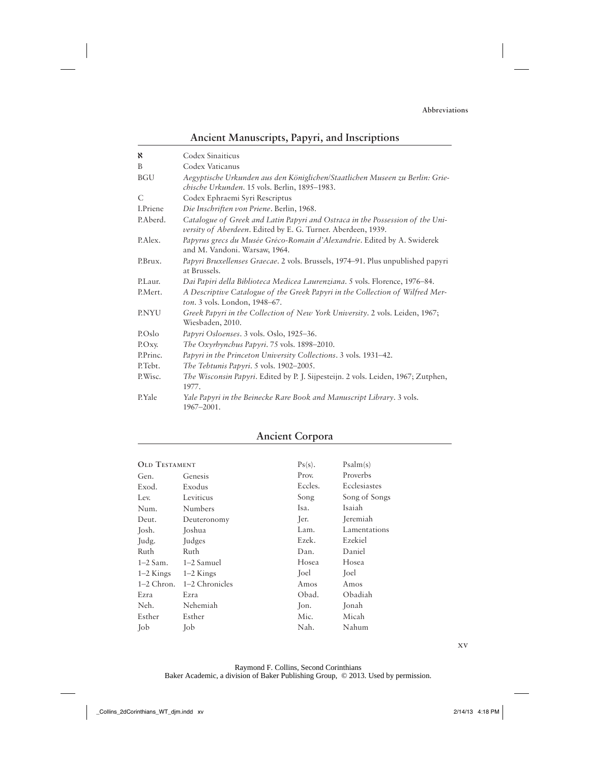## Ancient Manuscripts, Papyri, and Inscriptions

| | |
|---|---|
| א | Codex Sinaiticus |
| B | Codex Vaticanus |
| BGU | *Aegyptische Urkunden aus den Königlichen/Staatlichen Museen zu Berlin: Griechische Urkunden*. 15 vols. Berlin, 1895–1983. |
| C | Codex Ephraemi Syri Rescriptus |
| I.Priene | *Die Inschriften von Priene*. Berlin, 1968. |
| P.Aberd. | *Catalogue of Greek and Latin Papyri and Ostraca in the Possession of the University of Aberdeen*. Edited by E. G. Turner. Aberdeen, 1939. |
| P.Alex. | *Papyrus grecs du Musée Gréco-Romain d'Alexandrie*. Edited by A. Swiderek and M. Vandoni. Warsaw, 1964. |
| P.Brux. | *Papyri Bruxellenses Graecae*. 2 vols. Brussels, 1974–91. Plus unpublished papyri at Brussels. |
| P.Laur. | *Dai Papiri della Biblioteca Medicea Laurenziana*. 5 vols. Florence, 1976–84. |
| P.Mert. | *A Descriptive Catalogue of the Greek Papyri in the Collection of Wilfred Merton*. 3 vols. London, 1948–67. |
| P.NYU | *Greek Papyri in the Collection of New York University*. 2 vols. Leiden, 1967; Wiesbaden, 2010. |
| P.Oslo | *Papyri Osloenses*. 3 vols. Oslo, 1925–36. |
| P.Oxy. | *The Oxyrhynchus Papyri*. 75 vols. 1898–2010. |
| P.Princ. | *Papyri in the Princeton University Collections*. 3 vols. 1931–42. |
| P.Tebt. | *The Tebtunis Papyri*. 5 vols. 1902–2005. |
| P.Wisc. | *The Wisconsin Papyri*. Edited by P. J. Sijpesteijn. 2 vols. Leiden, 1967; Zutphen, 1977. |
| P.Yale | *Yale Papyri in the Beinecke Rare Book and Manuscript Library*. 3 vols. 1967–2001. |

## Ancient Corpora

### Old Testament

| | |
|---|---|
| Gen. | Genesis |
| Exod. | Exodus |
| Lev. | Leviticus |
| Num. | Numbers |
| Deut. | Deuteronomy |
| Josh. | Joshua |
| Judg. | Judges |
| Ruth | Ruth |
| 1–2 Sam. | 1–2 Samuel |
| 1–2 Kings | 1–2 Kings |
| 1–2 Chron. | 1–2 Chronicles |
| Ezra | Ezra |
| Neh. | Nehemiah |
| Esther | Esther |
| Job | Job |
| Ps(s). | Psalm(s) |
| Prov. | Proverbs |
| Eccles. | Ecclesiastes |
| Song | Song of Songs |
| Isa. | Isaiah |
| Jer. | Jeremiah |
| Lam. | Lamentations |
| Ezek. | Ezekiel |
| Dan. | Daniel |
| Hosea | Hosea |
| Joel | Joel |
| Amos | Amos |
| Obad. | Obadiah |
| Jon. | Jonah |
| Mic. | Micah |
| Nah. | Nahum |

Raymond F. Collins, Second Corinthians
Baker Academic, a division of Baker Publishing Group, © 2013. Used by permission.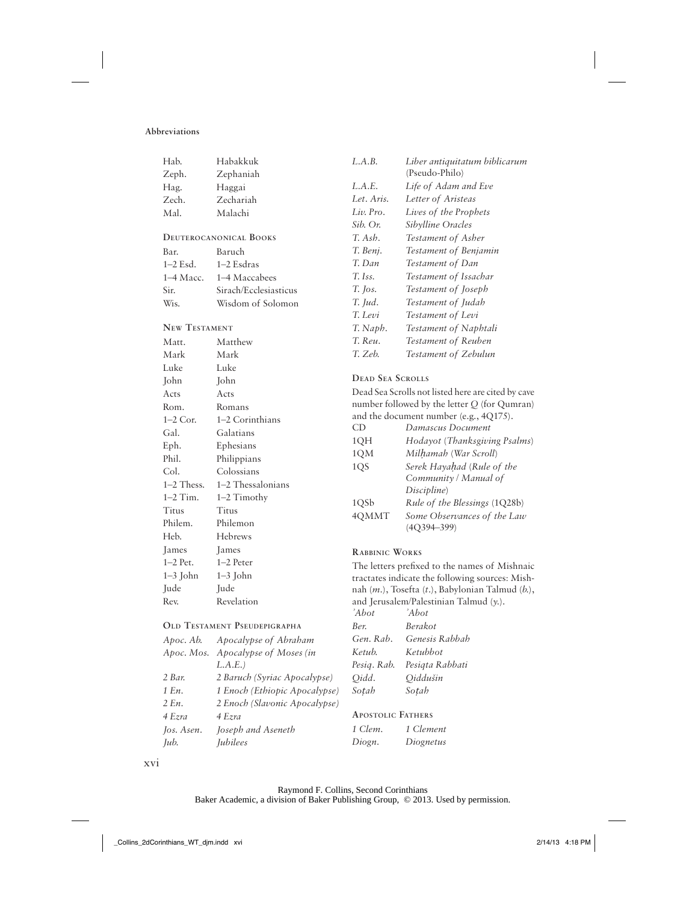| | |
|---|---|
| Hab. | Habakkuk |
| Zeph. | Zephaniah |
| Hag. | Haggai |
| Zech. | Zechariah |
| Mal. | Malachi |

**Deuterocanonical Books**

| | |
|---|---|
| Bar. | Baruch |
| 1–2 Esd. | 1–2 Esdras |
| 1–4 Macc. | 1–4 Maccabees |
| Sir. | Sirach/Ecclesiasticus |
| Wis. | Wisdom of Solomon |

**New Testament**

| | |
|---|---|
| Matt. | Matthew |
| Mark | Mark |
| Luke | Luke |
| John | John |
| Acts | Acts |
| Rom. | Romans |
| 1–2 Cor. | 1–2 Corinthians |
| Gal. | Galatians |
| Eph. | Ephesians |
| Phil. | Philippians |
| Col. | Colossians |
| 1–2 Thess. | 1–2 Thessalonians |
| 1–2 Tim. | 1–2 Timothy |
| Titus | Titus |
| Philem. | Philemon |
| Heb. | Hebrews |
| James | James |
| 1–2 Pet. | 1–2 Peter |
| 1–3 John | 1–3 John |
| Jude | Jude |
| Rev. | Revelation |

**Old Testament Pseudepigrapha**

| | |
|---|---|
| *Apoc. Ab.* | *Apocalypse of Abraham* |
| *Apoc. Mos.* | *Apocalypse of Moses (in L.A.E.)* |
| *2 Bar.* | *2 Baruch (Syriac Apocalypse)* |
| *1 En.* | *1 Enoch (Ethiopic Apocalypse)* |
| *2 En.* | *2 Enoch (Slavonic Apocalypse)* |
| *4 Ezra* | *4 Ezra* |
| *Jos. Asen.* | *Joseph and Aseneth* |
| *Jub.* | *Jubilees* |
| *L.A.B.* | *Liber antiquitatum biblicarum* (Pseudo-Philo) |
| *L.A.E.* | *Life of Adam and Eve* |
| *Let. Aris.* | *Letter of Aristeas* |
| *Liv. Pro.* | *Lives of the Prophets* |
| *Sib. Or.* | *Sibylline Oracles* |
| *T. Ash.* | *Testament of Asher* |
| *T. Benj.* | *Testament of Benjamin* |
| *T. Dan* | *Testament of Dan* |
| *T. Iss.* | *Testament of Issachar* |
| *T. Jos.* | *Testament of Joseph* |
| *T. Jud.* | *Testament of Judah* |
| *T. Levi* | *Testament of Levi* |
| *T. Naph.* | *Testament of Naphtali* |
| *T. Reu.* | *Testament of Reuben* |
| *T. Zeb.* | *Testament of Zebulun* |

**Dead Sea Scrolls**

Dead Sea Scrolls not listed here are cited by cave number followed by the letter *Q* (for Qumran) and the document number (e.g., 4Q175).

| | |
|---|---|
| CD | *Damascus Document* |
| 1QH | *Hodayot* (*Thanksgiving Psalms*) |
| 1QM | *Milḥamah* (*War Scroll*) |
| 1QS | *Serek Hayaḥad* (*Rule of the Community* / *Manual of Discipline*) |
| 1QSb | *Rule of the Blessings* (1Q28b) |
| 4QMMT | *Some Observances of the Law* (4Q394–399) |

**Rabbinic Works**

The letters prefixed to the names of Mishnaic tractates indicate the following sources: Mishnah (*m.*), Tosefta (*t.*), Babylonian Talmud (*b.*), and Jerusalem/Palestinian Talmud (*y.*).

| | |
|---|---|
| *ʾAbot* | *ʾAbot* |
| *Ber.* | *Berakot* |
| *Gen. Rab.* | *Genesis Rabbah* |
| *Ketub.* | *Ketubbot* |
| *Pesiq. Rab.* | *Pesiqta Rabbati* |
| *Qidd.* | *Qiddušin* |
| *Soṭah* | *Soṭah* |

**Apostolic Fathers**

| | |
|---|---|
| *1 Clem.* | *1 Clement* |
| *Diogn.* | *Diognetus* |

Raymond F. Collins, Second Corinthians
Baker Academic, a division of Baker Publishing Group, © 2013. Used by permission.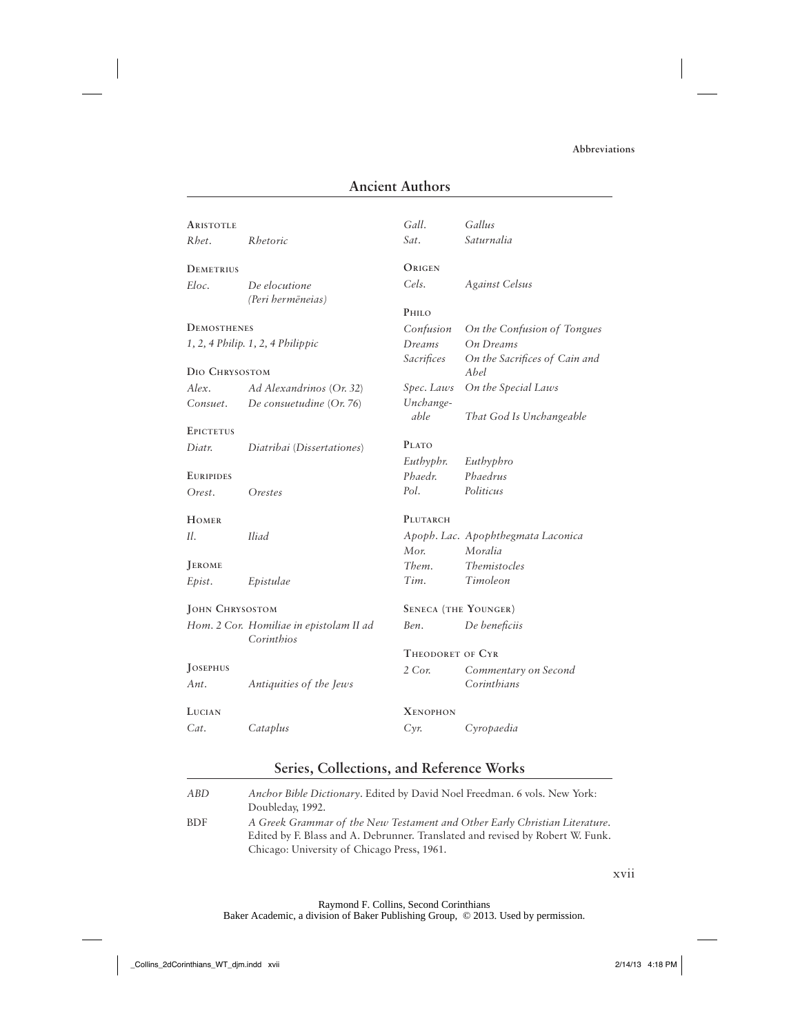## Ancient Authors

**Aristotle**

| | |
|---|---|
| *Rhet.* | *Rhetoric* |

**Demetrius**

| | |
|---|---|
| *Eloc.* | *De elocutione (Peri hermēneias)* |

**Demosthenes**

| | |
|---|---|
| *1, 2, 4 Philip.* | *1, 2, 4 Philippic* |

**Dio Chrysostom**

| | |
|---|---|
| *Alex.* | *Ad Alexandrinos* (Or. 32) |
| *Consuet.* | *De consuetudine* (Or. 76) |

**Epictetus**

| | |
|---|---|
| *Diatr.* | *Diatribai* (*Dissertationes*) |

**Euripides**

| | |
|---|---|
| *Orest.* | *Orestes* |

**Homer**

| | |
|---|---|
| *Il.* | *Iliad* |

**Jerome**

| | |
|---|---|
| *Epist.* | *Epistulae* |

**John Chrysostom**

| | |
|---|---|
| *Hom. 2 Cor.* | *Homiliae in epistolam II ad Corinthios* |

**Josephus**

| | |
|---|---|
| *Ant.* | *Antiquities of the Jews* |

**Lucian**

| | |
|---|---|
| *Cat.* | *Cataplus* |
| *Gall.* | *Gallus* |
| *Sat.* | *Saturnalia* |

**Origen**

| | |
|---|---|
| *Cels.* | *Against Celsus* |

**Philo**

| | |
|---|---|
| *Confusion* | *On the Confusion of Tongues* |
| *Dreams* | *On Dreams* |
| *Sacrifices* | *On the Sacrifices of Cain and Abel* |
| *Spec. Laws* | *On the Special Laws* |
| *Unchangeable* | *That God Is Unchangeable* |

**Plato**

| | |
|---|---|
| *Euthyphr.* | *Euthyphro* |
| *Phaedr.* | *Phaedrus* |
| *Pol.* | *Politicus* |

**Plutarch**

| | |
|---|---|
| *Apoph. Lac.* | *Apophthegmata Laconica* |
| *Mor.* | *Moralia* |
| *Them.* | *Themistocles* |
| *Tim.* | *Timoleon* |

**Seneca (the Younger)**

| | |
|---|---|
| *Ben.* | *De beneficiis* |

**Theodoret of Cyr**

| | |
|---|---|
| *2 Cor.* | *Commentary on Second Corinthians* |

**Xenophon**

| | |
|---|---|
| *Cyr.* | *Cyropaedia* |

## Series, Collections, and Reference Works

| | |
|---|---|
| *ABD* | *Anchor Bible Dictionary*. Edited by David Noel Freedman. 6 vols. New York: Doubleday, 1992. |
| BDF | *A Greek Grammar of the New Testament and Other Early Christian Literature*. Edited by F. Blass and A. Debrunner. Translated and revised by Robert W. Funk. Chicago: University of Chicago Press, 1961. |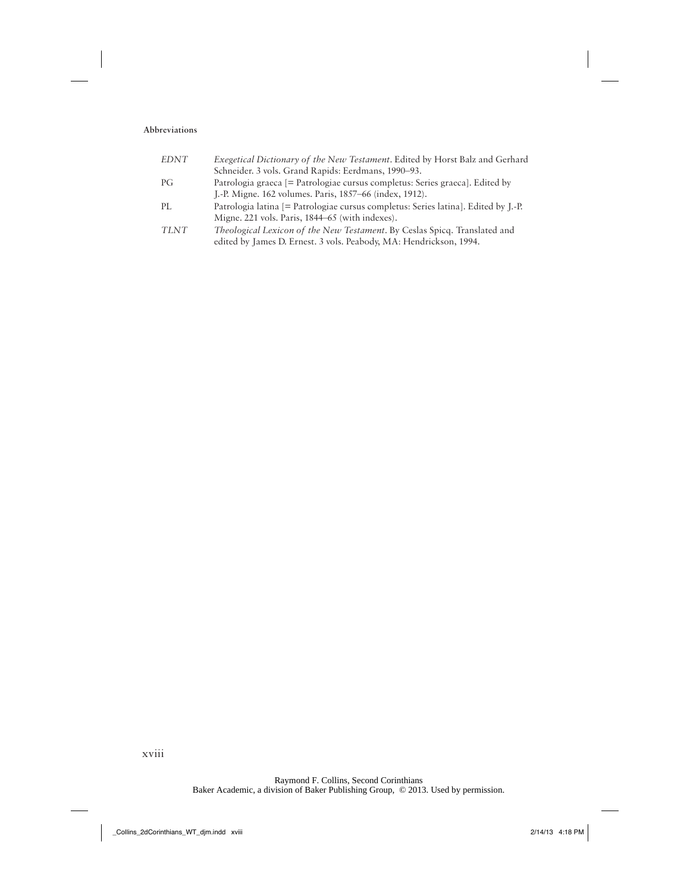| | |
|---|---|
| *EDNT* | *Exegetical Dictionary of the New Testament*. Edited by Horst Balz and Gerhard Schneider. 3 vols. Grand Rapids: Eerdmans, 1990–93. |
| PG | Patrologia graeca [= Patrologiae cursus completus: Series graeca]. Edited by J.-P. Migne. 162 volumes. Paris, 1857–66 (index, 1912). |
| PL | Patrologia latina [= Patrologiae cursus completus: Series latina]. Edited by J.-P. Migne. 221 vols. Paris, 1844–65 (with indexes). |
| *TLNT* | *Theological Lexicon of the New Testament*. By Ceslas Spicq. Translated and edited by James D. Ernest. 3 vols. Peabody, MA: Hendrickson, 1994. |

Raymond F. Collins, Second Corinthians
Baker Academic, a division of Baker Publishing Group, © 2013. Used by permission.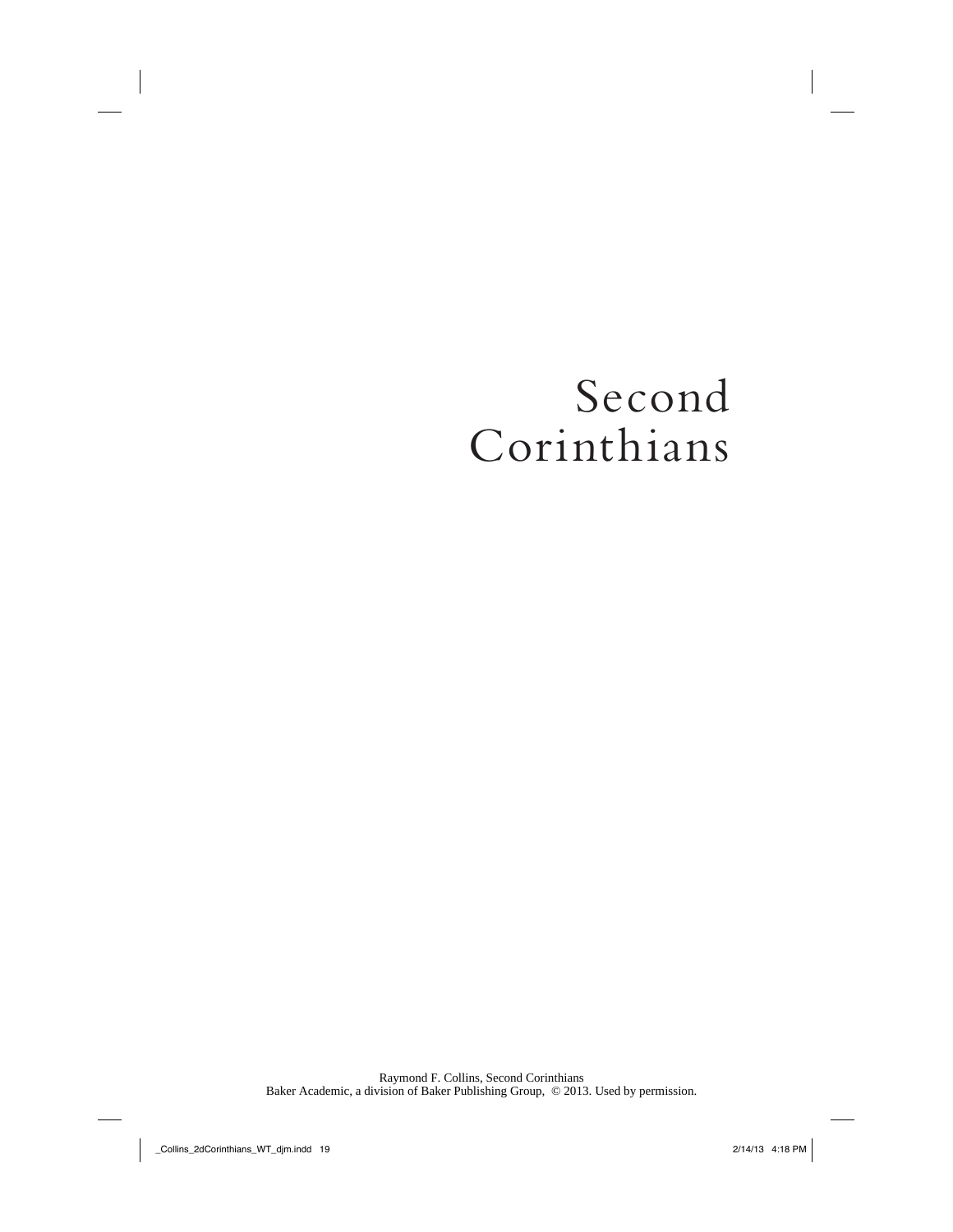# Second Corinthians

Raymond F. Collins, Second Corinthians
Baker Academic, a division of Baker Publishing Group, © 2013. Used by permission.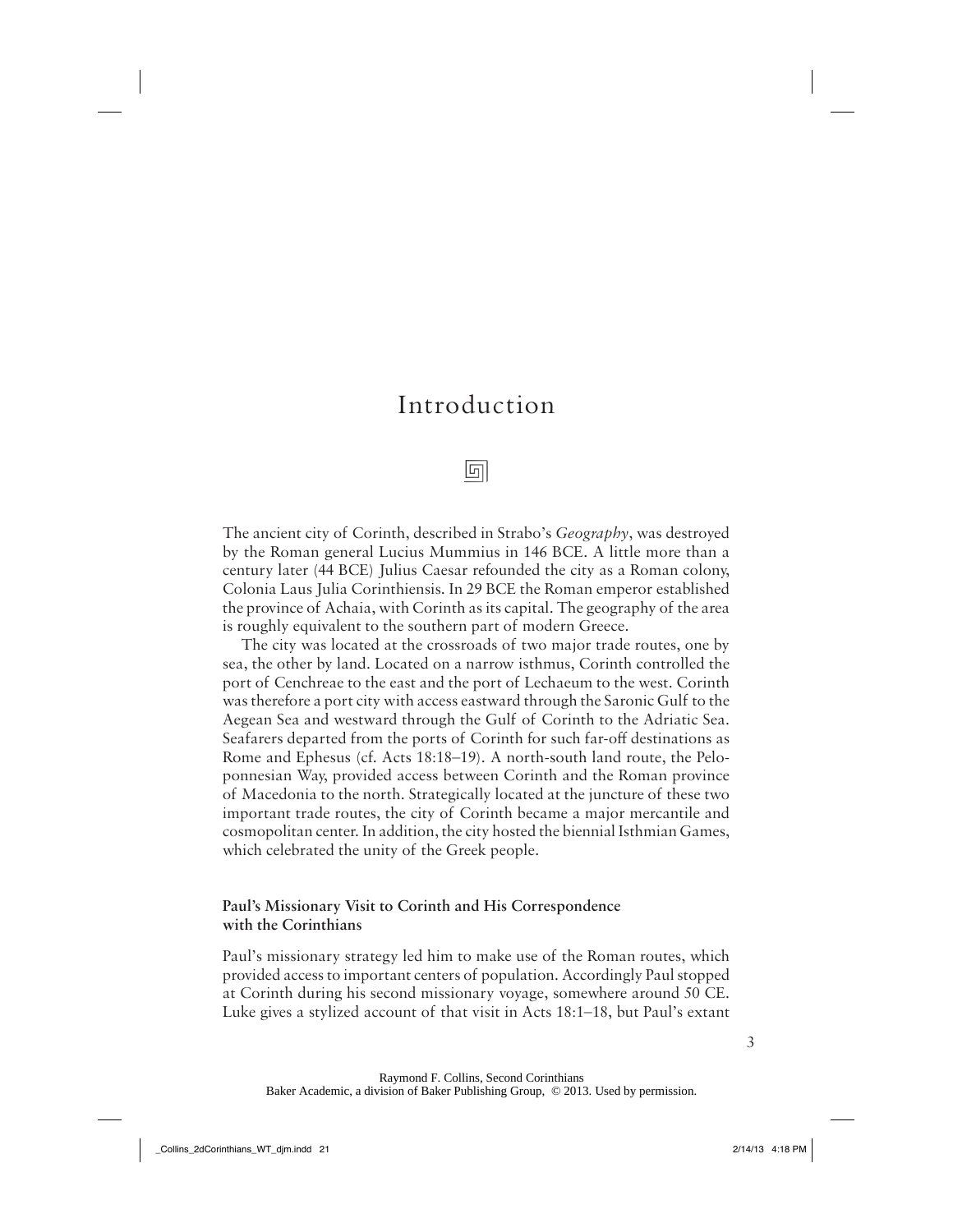# Introduction

The ancient city of Corinth, described in Strabo's *Geography*, was destroyed by the Roman general Lucius Mummius in 146 BCE. A little more than a century later (44 BCE) Julius Caesar refounded the city as a Roman colony, Colonia Laus Julia Corinthiensis. In 29 BCE the Roman emperor established the province of Achaia, with Corinth as its capital. The geography of the area is roughly equivalent to the southern part of modern Greece.

The city was located at the crossroads of two major trade routes, one by sea, the other by land. Located on a narrow isthmus, Corinth controlled the port of Cenchreae to the east and the port of Lechaeum to the west. Corinth was therefore a port city with access eastward through the Saronic Gulf to the Aegean Sea and westward through the Gulf of Corinth to the Adriatic Sea. Seafarers departed from the ports of Corinth for such far-off destinations as Rome and Ephesus (cf. Acts 18:18–19). A north-south land route, the Peloponnesian Way, provided access between Corinth and the Roman province of Macedonia to the north. Strategically located at the juncture of these two important trade routes, the city of Corinth became a major mercantile and cosmopolitan center. In addition, the city hosted the biennial Isthmian Games, which celebrated the unity of the Greek people.

### Paul's Missionary Visit to Corinth and His Correspondence with the Corinthians

Paul's missionary strategy led him to make use of the Roman routes, which provided access to important centers of population. Accordingly Paul stopped at Corinth during his second missionary voyage, somewhere around 50 CE. Luke gives a stylized account of that visit in Acts 18:1–18, but Paul's extant

Raymond F. Collins, Second Corinthians
Baker Academic, a division of Baker Publishing Group, © 2013. Used by permission.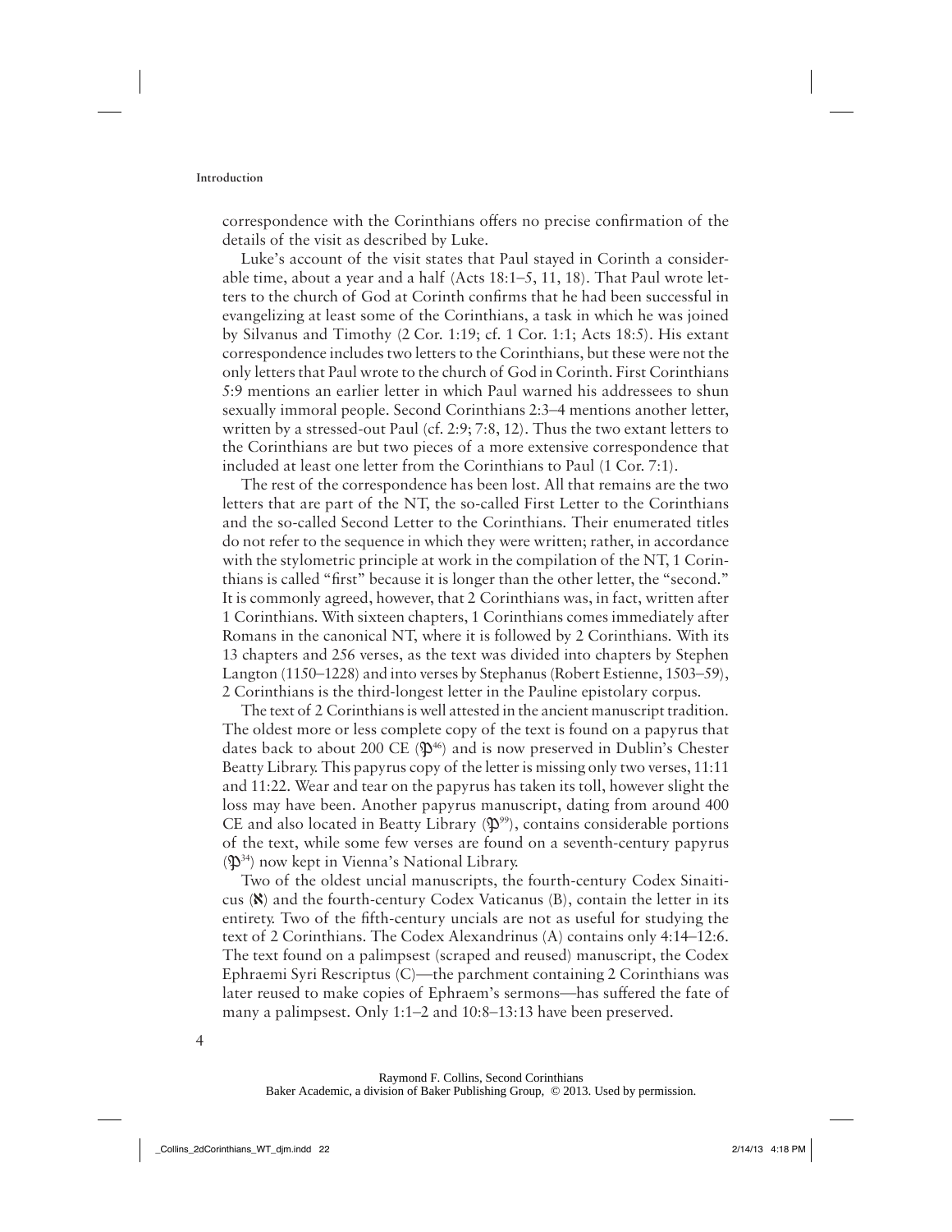correspondence with the Corinthians offers no precise confirmation of the details of the visit as described by Luke.

Luke's account of the visit states that Paul stayed in Corinth a considerable time, about a year and a half (Acts 18:1–5, 11, 18). That Paul wrote letters to the church of God at Corinth confirms that he had been successful in evangelizing at least some of the Corinthians, a task in which he was joined by Silvanus and Timothy (2 Cor. 1:19; cf. 1 Cor. 1:1; Acts 18:5). His extant correspondence includes two letters to the Corinthians, but these were not the only letters that Paul wrote to the church of God in Corinth. First Corinthians 5:9 mentions an earlier letter in which Paul warned his addressees to shun sexually immoral people. Second Corinthians 2:3–4 mentions another letter, written by a stressed-out Paul (cf. 2:9; 7:8, 12). Thus the two extant letters to the Corinthians are but two pieces of a more extensive correspondence that included at least one letter from the Corinthians to Paul (1 Cor. 7:1).

The rest of the correspondence has been lost. All that remains are the two letters that are part of the NT, the so-called First Letter to the Corinthians and the so-called Second Letter to the Corinthians. Their enumerated titles do not refer to the sequence in which they were written; rather, in accordance with the stylometric principle at work in the compilation of the NT, 1 Corinthians is called "first" because it is longer than the other letter, the "second." It is commonly agreed, however, that 2 Corinthians was, in fact, written after 1 Corinthians. With sixteen chapters, 1 Corinthians comes immediately after Romans in the canonical NT, where it is followed by 2 Corinthians. With its 13 chapters and 256 verses, as the text was divided into chapters by Stephen Langton (1150–1228) and into verses by Stephanus (Robert Estienne, 1503–59), 2 Corinthians is the third-longest letter in the Pauline epistolary corpus.

The text of 2 Corinthians is well attested in the ancient manuscript tradition. The oldest more or less complete copy of the text is found on a papyrus that dates back to about 200 CE ($\mathfrak{P}^{46}$) and is now preserved in Dublin's Chester Beatty Library. This papyrus copy of the letter is missing only two verses, 11:11 and 11:22. Wear and tear on the papyrus has taken its toll, however slight the loss may have been. Another papyrus manuscript, dating from around 400 CE and also located in Beatty Library ($\mathfrak{P}^{99}$), contains considerable portions of the text, while some few verses are found on a seventh-century papyrus ($\mathfrak{P}^{34}$) now kept in Vienna's National Library.

Two of the oldest uncial manuscripts, the fourth-century Codex Sinaiticus (א) and the fourth-century Codex Vaticanus (B), contain the letter in its entirety. Two of the fifth-century uncials are not as useful for studying the text of 2 Corinthians. The Codex Alexandrinus (A) contains only 4:14–12:6. The text found on a palimpsest (scraped and reused) manuscript, the Codex Ephraemi Syri Rescriptus (C)—the parchment containing 2 Corinthians was later reused to make copies of Ephraem's sermons—has suffered the fate of many a palimpsest. Only 1:1–2 and 10:8–13:13 have been preserved.

Raymond F. Collins, Second Corinthians
Baker Academic, a division of Baker Publishing Group, © 2013. Used by permission.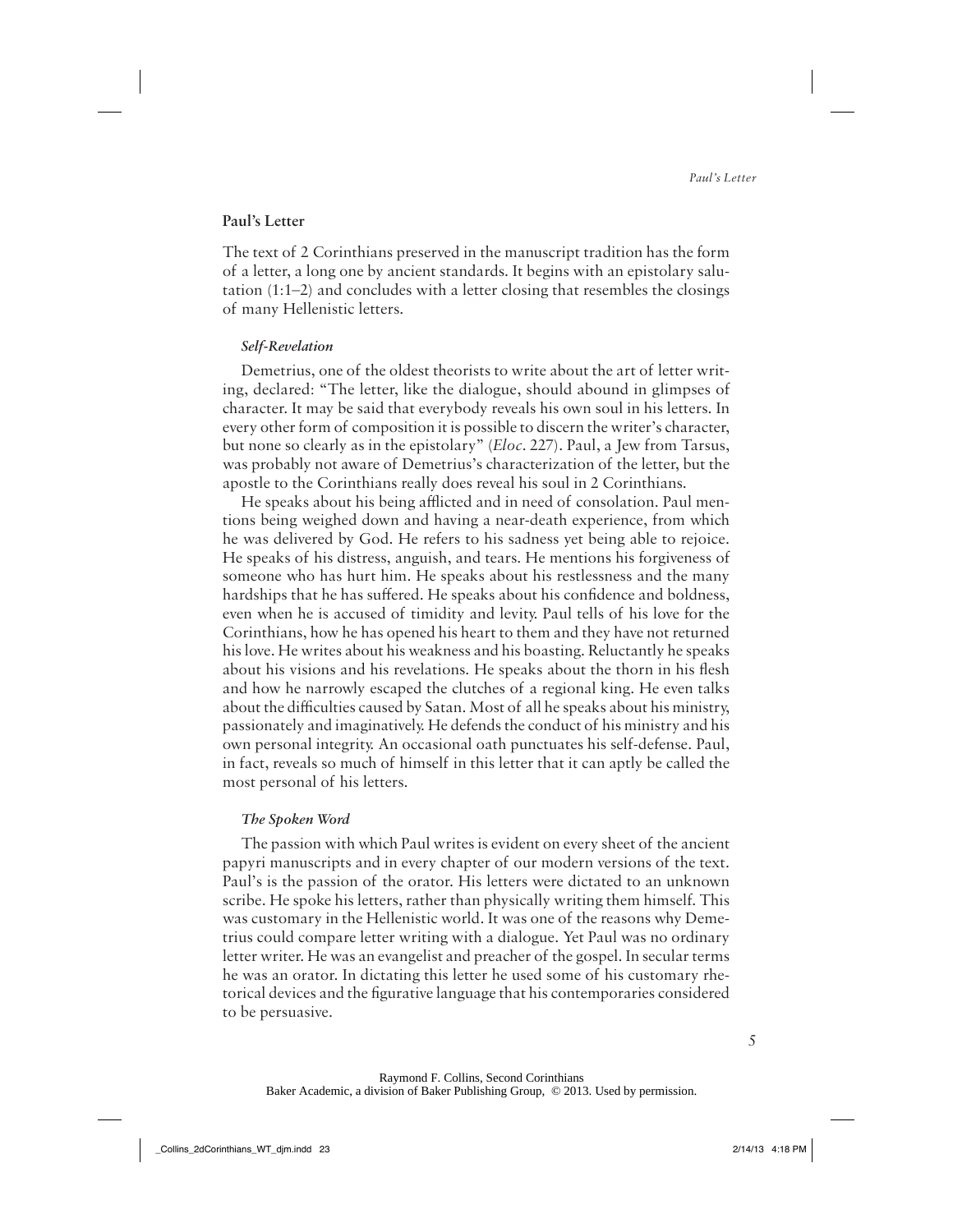## Paul's Letter

The text of 2 Corinthians preserved in the manuscript tradition has the form of a letter, a long one by ancient standards. It begins with an epistolary salutation (1:1–2) and concludes with a letter closing that resembles the closings of many Hellenistic letters.

### *Self-Revelation*

Demetrius, one of the oldest theorists to write about the art of letter writing, declared: "The letter, like the dialogue, should abound in glimpses of character. It may be said that everybody reveals his own soul in his letters. In every other form of composition it is possible to discern the writer's character, but none so clearly as in the epistolary" (*Eloc.* 227). Paul, a Jew from Tarsus, was probably not aware of Demetrius's characterization of the letter, but the apostle to the Corinthians really does reveal his soul in 2 Corinthians.

He speaks about his being afflicted and in need of consolation. Paul mentions being weighed down and having a near-death experience, from which he was delivered by God. He refers to his sadness yet being able to rejoice. He speaks of his distress, anguish, and tears. He mentions his forgiveness of someone who has hurt him. He speaks about his restlessness and the many hardships that he has suffered. He speaks about his confidence and boldness, even when he is accused of timidity and levity. Paul tells of his love for the Corinthians, how he has opened his heart to them and they have not returned his love. He writes about his weakness and his boasting. Reluctantly he speaks about his visions and his revelations. He speaks about the thorn in his flesh and how he narrowly escaped the clutches of a regional king. He even talks about the difficulties caused by Satan. Most of all he speaks about his ministry, passionately and imaginatively. He defends the conduct of his ministry and his own personal integrity. An occasional oath punctuates his self-defense. Paul, in fact, reveals so much of himself in this letter that it can aptly be called the most personal of his letters.

### *The Spoken Word*

The passion with which Paul writes is evident on every sheet of the ancient papyri manuscripts and in every chapter of our modern versions of the text. Paul's is the passion of the orator. His letters were dictated to an unknown scribe. He spoke his letters, rather than physically writing them himself. This was customary in the Hellenistic world. It was one of the reasons why Demetrius could compare letter writing with a dialogue. Yet Paul was no ordinary letter writer. He was an evangelist and preacher of the gospel. In secular terms he was an orator. In dictating this letter he used some of his customary rhetorical devices and the figurative language that his contemporaries considered to be persuasive.

Raymond F. Collins, Second Corinthians
Baker Academic, a division of Baker Publishing Group, © 2013. Used by permission.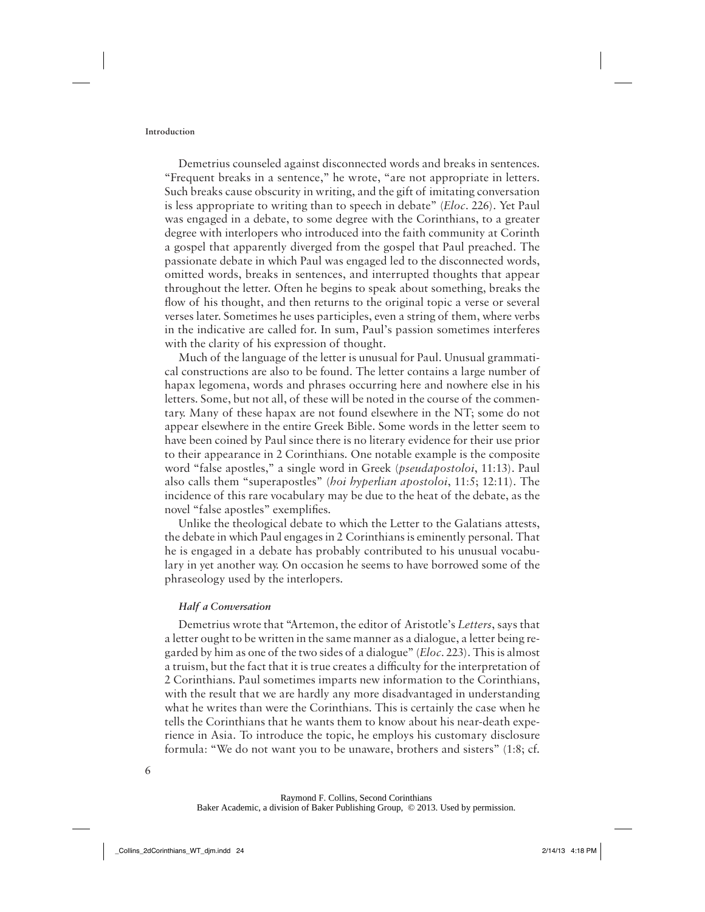Demetrius counseled against disconnected words and breaks in sentences. "Frequent breaks in a sentence," he wrote, "are not appropriate in letters. Such breaks cause obscurity in writing, and the gift of imitating conversation is less appropriate to writing than to speech in debate" (*Eloc*. 226). Yet Paul was engaged in a debate, to some degree with the Corinthians, to a greater degree with interlopers who introduced into the faith community at Corinth a gospel that apparently diverged from the gospel that Paul preached. The passionate debate in which Paul was engaged led to the disconnected words, omitted words, breaks in sentences, and interrupted thoughts that appear throughout the letter. Often he begins to speak about something, breaks the flow of his thought, and then returns to the original topic a verse or several verses later. Sometimes he uses participles, even a string of them, where verbs in the indicative are called for. In sum, Paul's passion sometimes interferes with the clarity of his expression of thought.

Much of the language of the letter is unusual for Paul. Unusual grammatical constructions are also to be found. The letter contains a large number of hapax legomena, words and phrases occurring here and nowhere else in his letters. Some, but not all, of these will be noted in the course of the commentary. Many of these hapax are not found elsewhere in the NT; some do not appear elsewhere in the entire Greek Bible. Some words in the letter seem to have been coined by Paul since there is no literary evidence for their use prior to their appearance in 2 Corinthians. One notable example is the composite word "false apostles," a single word in Greek (*pseudapostoloi*, 11:13). Paul also calls them "superapostles" (*hoi hyperlian apostoloi*, 11:5; 12:11). The incidence of this rare vocabulary may be due to the heat of the debate, as the novel "false apostles" exemplifies.

Unlike the theological debate to which the Letter to the Galatians attests, the debate in which Paul engages in 2 Corinthians is eminently personal. That he is engaged in a debate has probably contributed to his unusual vocabulary in yet another way. On occasion he seems to have borrowed some of the phraseology used by the interlopers.

#### *Half a Conversation*

Demetrius wrote that "Artemon, the editor of Aristotle's *Letters*, says that a letter ought to be written in the same manner as a dialogue, a letter being regarded by him as one of the two sides of a dialogue" (*Eloc*. 223). This is almost a truism, but the fact that it is true creates a difficulty for the interpretation of 2 Corinthians. Paul sometimes imparts new information to the Corinthians, with the result that we are hardly any more disadvantaged in understanding what he writes than were the Corinthians. This is certainly the case when he tells the Corinthians that he wants them to know about his near-death experience in Asia. To introduce the topic, he employs his customary disclosure formula: "We do not want you to be unaware, brothers and sisters" (1:8; cf.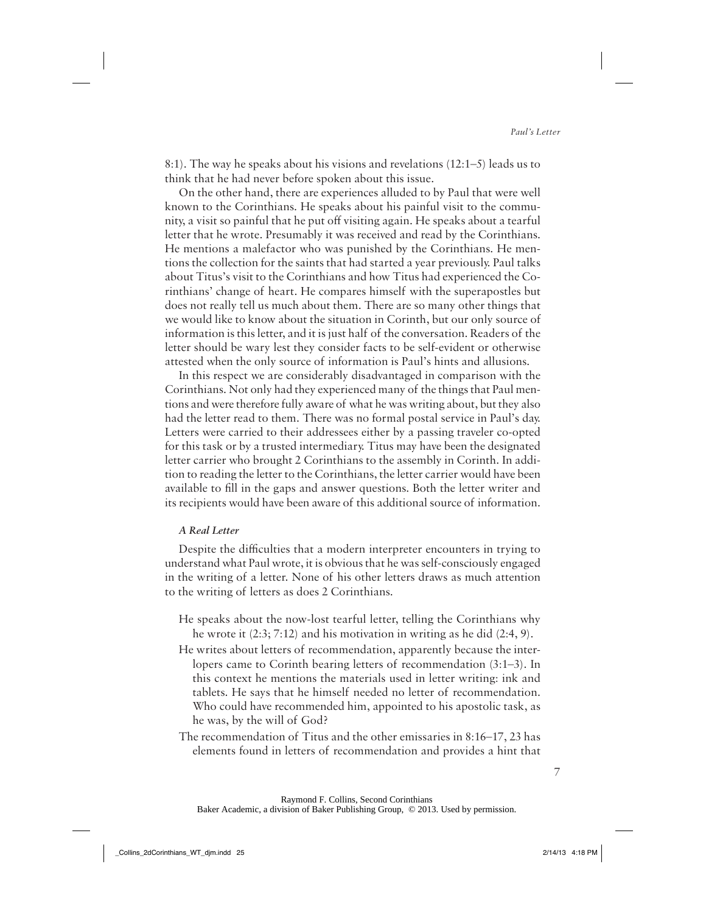8:1). The way he speaks about his visions and revelations (12:1–5) leads us to think that he had never before spoken about this issue.

On the other hand, there are experiences alluded to by Paul that were well known to the Corinthians. He speaks about his painful visit to the community, a visit so painful that he put off visiting again. He speaks about a tearful letter that he wrote. Presumably it was received and read by the Corinthians. He mentions a malefactor who was punished by the Corinthians. He mentions the collection for the saints that had started a year previously. Paul talks about Titus's visit to the Corinthians and how Titus had experienced the Corinthians' change of heart. He compares himself with the superapostles but does not really tell us much about them. There are so many other things that we would like to know about the situation in Corinth, but our only source of information is this letter, and it is just half of the conversation. Readers of the letter should be wary lest they consider facts to be self-evident or otherwise attested when the only source of information is Paul's hints and allusions.

In this respect we are considerably disadvantaged in comparison with the Corinthians. Not only had they experienced many of the things that Paul mentions and were therefore fully aware of what he was writing about, but they also had the letter read to them. There was no formal postal service in Paul's day. Letters were carried to their addressees either by a passing traveler co-opted for this task or by a trusted intermediary. Titus may have been the designated letter carrier who brought 2 Corinthians to the assembly in Corinth. In addition to reading the letter to the Corinthians, the letter carrier would have been available to fill in the gaps and answer questions. Both the letter writer and its recipients would have been aware of this additional source of information.

#### *A Real Letter*

Despite the difficulties that a modern interpreter encounters in trying to understand what Paul wrote, it is obvious that he was self-consciously engaged in the writing of a letter. None of his other letters draws as much attention to the writing of letters as does 2 Corinthians.

- He speaks about the now-lost tearful letter, telling the Corinthians why he wrote it (2:3; 7:12) and his motivation in writing as he did (2:4, 9).
- He writes about letters of recommendation, apparently because the interlopers came to Corinth bearing letters of recommendation (3:1–3). In this context he mentions the materials used in letter writing: ink and tablets. He says that he himself needed no letter of recommendation. Who could have recommended him, appointed to his apostolic task, as he was, by the will of God?
- The recommendation of Titus and the other emissaries in 8:16–17, 23 has elements found in letters of recommendation and provides a hint that

Raymond F. Collins, Second Corinthians
Baker Academic, a division of Baker Publishing Group, © 2013. Used by permission.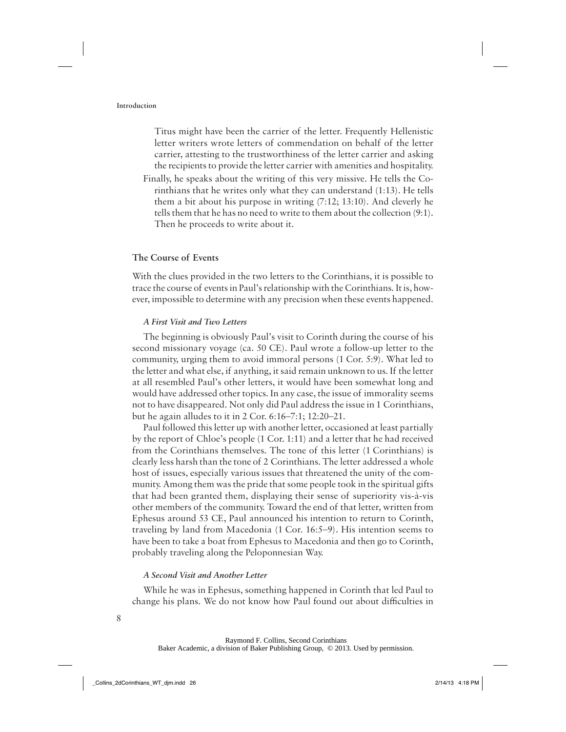Titus might have been the carrier of the letter. Frequently Hellenistic letter writers wrote letters of commendation on behalf of the letter carrier, attesting to the trustworthiness of the letter carrier and asking the recipients to provide the letter carrier with amenities and hospitality.

Finally, he speaks about the writing of this very missive. He tells the Corinthians that he writes only what they can understand (1:13). He tells them a bit about his purpose in writing (7:12; 13:10). And cleverly he tells them that he has no need to write to them about the collection (9:1). Then he proceeds to write about it.

## The Course of Events

With the clues provided in the two letters to the Corinthians, it is possible to trace the course of events in Paul's relationship with the Corinthians. It is, however, impossible to determine with any precision when these events happened.

### *A First Visit and Two Letters*

The beginning is obviously Paul's visit to Corinth during the course of his second missionary voyage (ca. 50 CE). Paul wrote a follow-up letter to the community, urging them to avoid immoral persons (1 Cor. 5:9). What led to the letter and what else, if anything, it said remain unknown to us. If the letter at all resembled Paul's other letters, it would have been somewhat long and would have addressed other topics. In any case, the issue of immorality seems not to have disappeared. Not only did Paul address the issue in 1 Corinthians, but he again alludes to it in 2 Cor. 6:16–7:1; 12:20–21.

Paul followed this letter up with another letter, occasioned at least partially by the report of Chloe's people (1 Cor. 1:11) and a letter that he had received from the Corinthians themselves. The tone of this letter (1 Corinthians) is clearly less harsh than the tone of 2 Corinthians. The letter addressed a whole host of issues, especially various issues that threatened the unity of the community. Among them was the pride that some people took in the spiritual gifts that had been granted them, displaying their sense of superiority vis-à-vis other members of the community. Toward the end of that letter, written from Ephesus around 53 CE, Paul announced his intention to return to Corinth, traveling by land from Macedonia (1 Cor. 16:5–9). His intention seems to have been to take a boat from Ephesus to Macedonia and then go to Corinth, probably traveling along the Peloponnesian Way.

### *A Second Visit and Another Letter*

While he was in Ephesus, something happened in Corinth that led Paul to change his plans. We do not know how Paul found out about difficulties in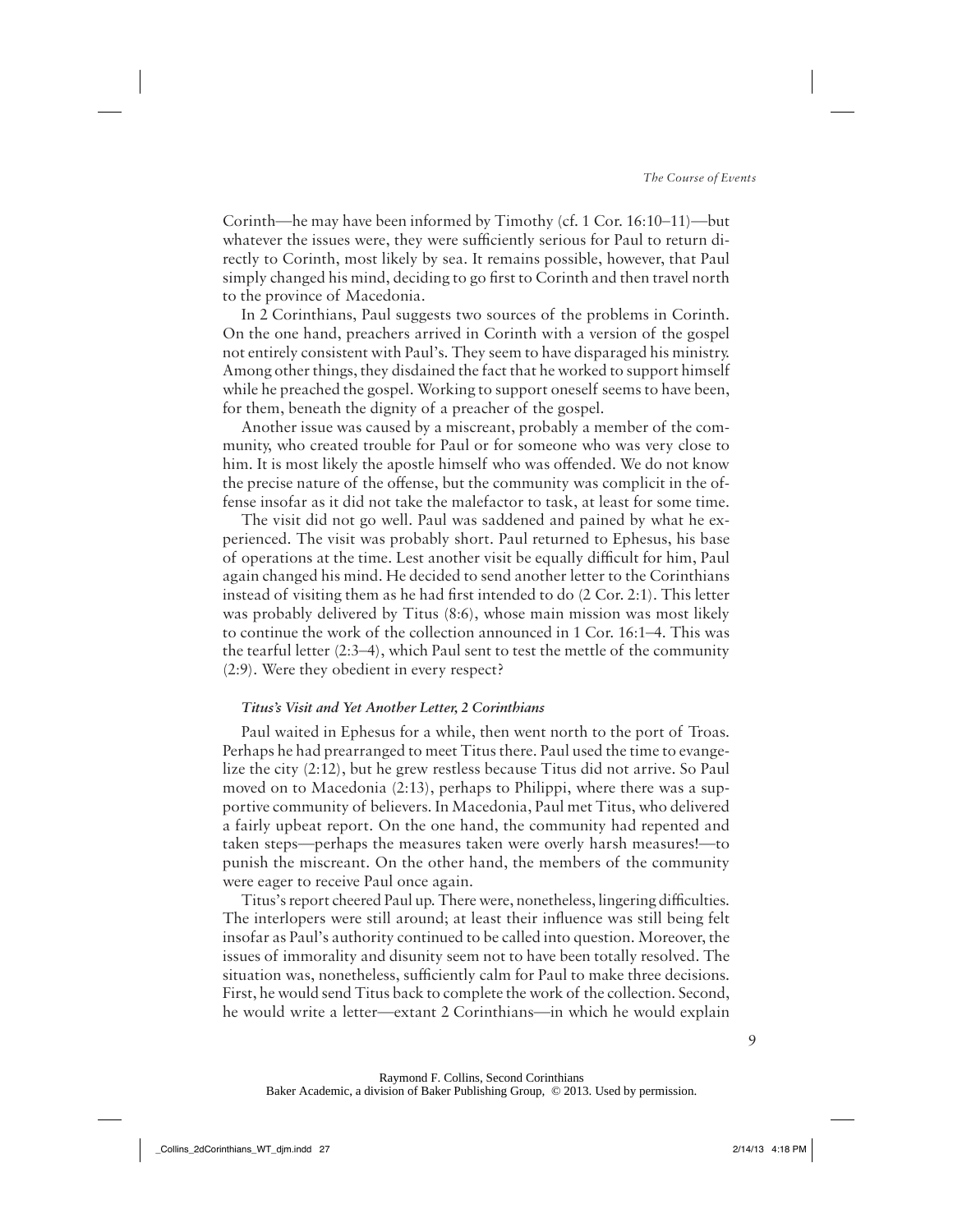Corinth—he may have been informed by Timothy (cf. 1 Cor. 16:10–11)—but whatever the issues were, they were sufficiently serious for Paul to return directly to Corinth, most likely by sea. It remains possible, however, that Paul simply changed his mind, deciding to go first to Corinth and then travel north to the province of Macedonia.

In 2 Corinthians, Paul suggests two sources of the problems in Corinth. On the one hand, preachers arrived in Corinth with a version of the gospel not entirely consistent with Paul's. They seem to have disparaged his ministry. Among other things, they disdained the fact that he worked to support himself while he preached the gospel. Working to support oneself seems to have been, for them, beneath the dignity of a preacher of the gospel.

Another issue was caused by a miscreant, probably a member of the community, who created trouble for Paul or for someone who was very close to him. It is most likely the apostle himself who was offended. We do not know the precise nature of the offense, but the community was complicit in the offense insofar as it did not take the malefactor to task, at least for some time.

The visit did not go well. Paul was saddened and pained by what he experienced. The visit was probably short. Paul returned to Ephesus, his base of operations at the time. Lest another visit be equally difficult for him, Paul again changed his mind. He decided to send another letter to the Corinthians instead of visiting them as he had first intended to do (2 Cor. 2:1). This letter was probably delivered by Titus (8:6), whose main mission was most likely to continue the work of the collection announced in 1 Cor. 16:1–4. This was the tearful letter (2:3–4), which Paul sent to test the mettle of the community (2:9). Were they obedient in every respect?

#### *Titus's Visit and Yet Another Letter, 2 Corinthians*

Paul waited in Ephesus for a while, then went north to the port of Troas. Perhaps he had prearranged to meet Titus there. Paul used the time to evangelize the city (2:12), but he grew restless because Titus did not arrive. So Paul moved on to Macedonia (2:13), perhaps to Philippi, where there was a supportive community of believers. In Macedonia, Paul met Titus, who delivered a fairly upbeat report. On the one hand, the community had repented and taken steps—perhaps the measures taken were overly harsh measures!—to punish the miscreant. On the other hand, the members of the community were eager to receive Paul once again.

Titus's report cheered Paul up. There were, nonetheless, lingering difficulties. The interlopers were still around; at least their influence was still being felt insofar as Paul's authority continued to be called into question. Moreover, the issues of immorality and disunity seem not to have been totally resolved. The situation was, nonetheless, sufficiently calm for Paul to make three decisions. First, he would send Titus back to complete the work of the collection. Second, he would write a letter—extant 2 Corinthians—in which he would explain

Raymond F. Collins, Second Corinthians
Baker Academic, a division of Baker Publishing Group, © 2013. Used by permission.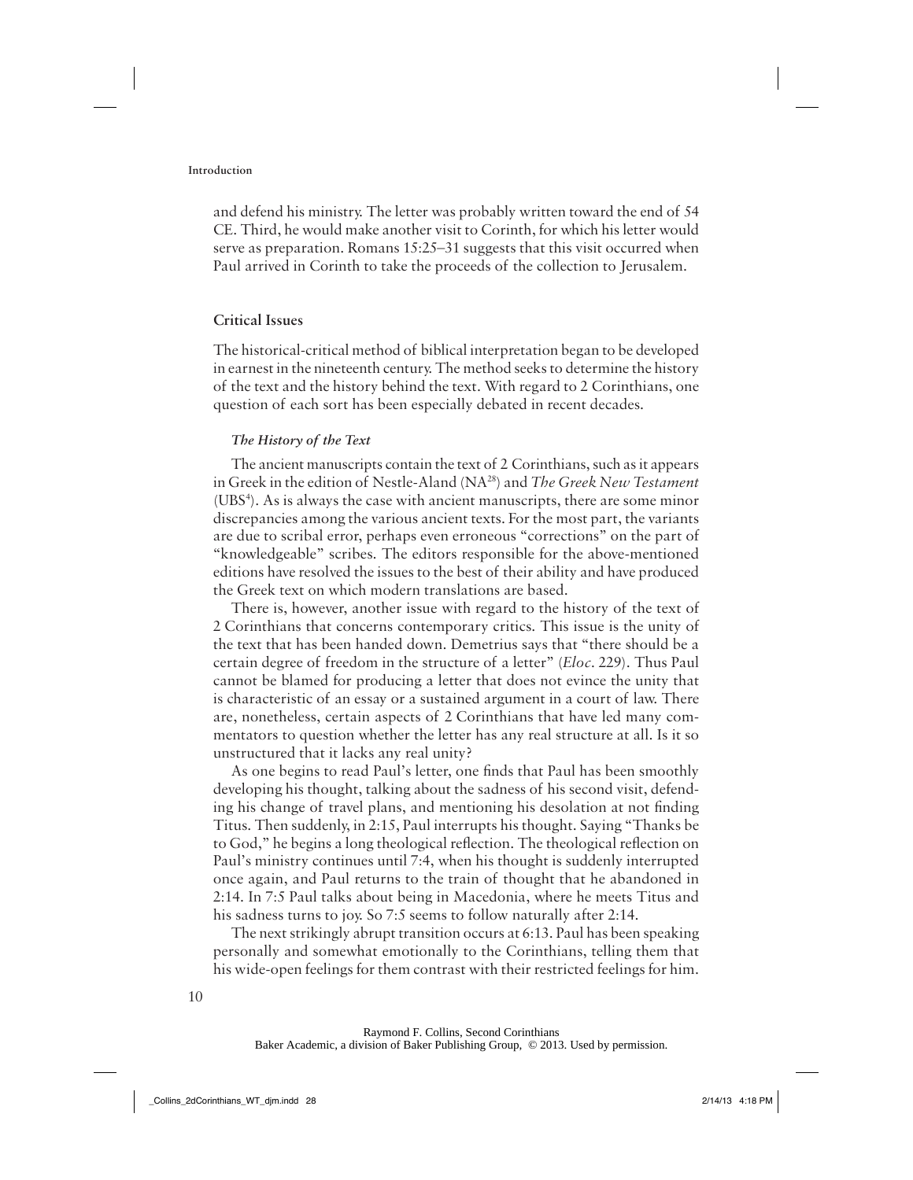and defend his ministry. The letter was probably written toward the end of 54 CE. Third, he would make another visit to Corinth, for which his letter would serve as preparation. Romans 15:25–31 suggests that this visit occurred when Paul arrived in Corinth to take the proceeds of the collection to Jerusalem.

## Critical Issues

The historical-critical method of biblical interpretation began to be developed in earnest in the nineteenth century. The method seeks to determine the history of the text and the history behind the text. With regard to 2 Corinthians, one question of each sort has been especially debated in recent decades.

### *The History of the Text*

The ancient manuscripts contain the text of 2 Corinthians, such as it appears in Greek in the edition of Nestle-Aland (NA[28]) and *The Greek New Testament* (UBS[4]). As is always the case with ancient manuscripts, there are some minor discrepancies among the various ancient texts. For the most part, the variants are due to scribal error, perhaps even erroneous "corrections" on the part of "knowledgeable" scribes. The editors responsible for the above-mentioned editions have resolved the issues to the best of their ability and have produced the Greek text on which modern translations are based.

There is, however, another issue with regard to the history of the text of 2 Corinthians that concerns contemporary critics. This issue is the unity of the text that has been handed down. Demetrius says that "there should be a certain degree of freedom in the structure of a letter" (*Eloc.* 229). Thus Paul cannot be blamed for producing a letter that does not evince the unity that is characteristic of an essay or a sustained argument in a court of law. There are, nonetheless, certain aspects of 2 Corinthians that have led many commentators to question whether the letter has any real structure at all. Is it so unstructured that it lacks any real unity?

As one begins to read Paul's letter, one finds that Paul has been smoothly developing his thought, talking about the sadness of his second visit, defending his change of travel plans, and mentioning his desolation at not finding Titus. Then suddenly, in 2:15, Paul interrupts his thought. Saying "Thanks be to God," he begins a long theological reflection. The theological reflection on Paul's ministry continues until 7:4, when his thought is suddenly interrupted once again, and Paul returns to the train of thought that he abandoned in 2:14. In 7:5 Paul talks about being in Macedonia, where he meets Titus and his sadness turns to joy. So 7:5 seems to follow naturally after 2:14.

The next strikingly abrupt transition occurs at 6:13. Paul has been speaking personally and somewhat emotionally to the Corinthians, telling them that his wide-open feelings for them contrast with their restricted feelings for him.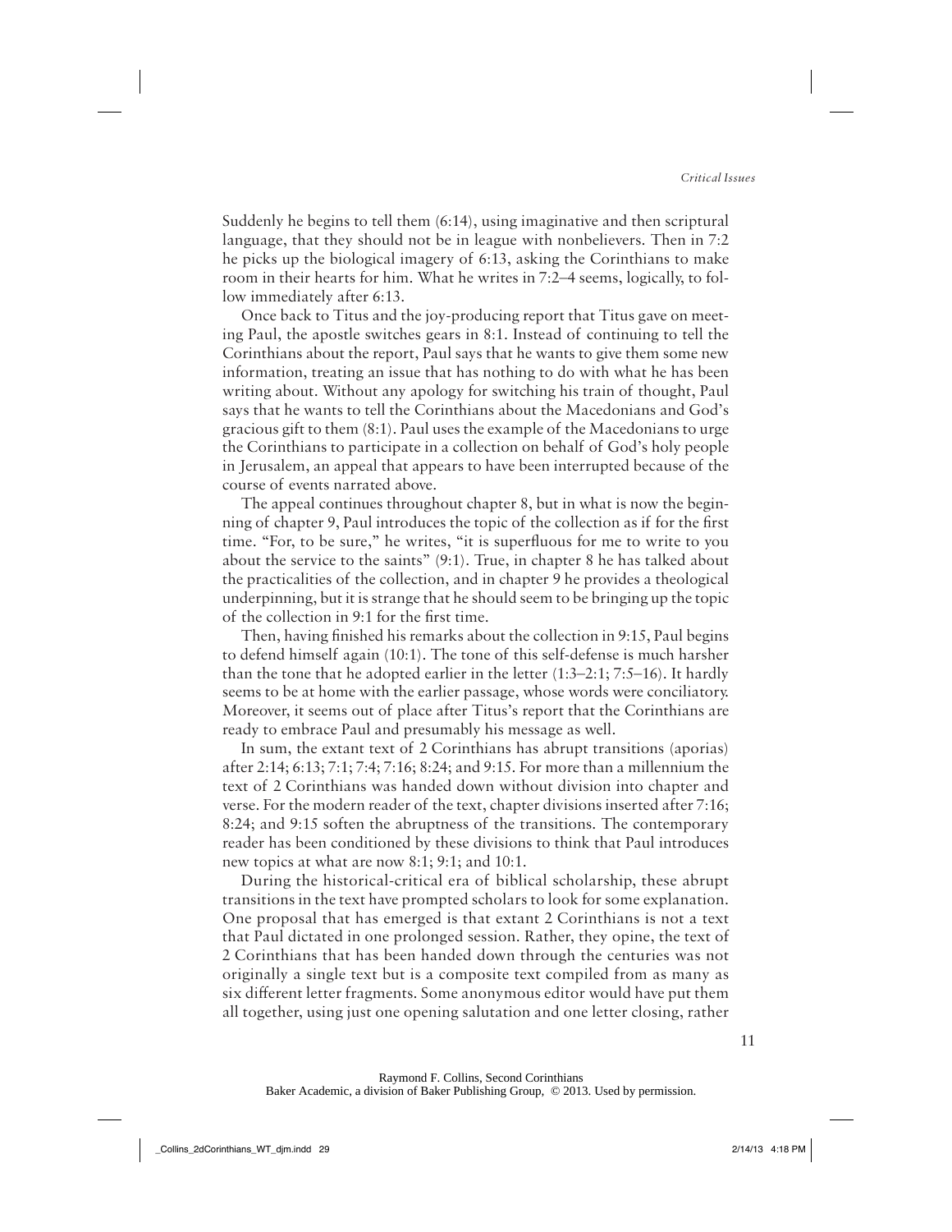Suddenly he begins to tell them (6:14), using imaginative and then scriptural language, that they should not be in league with nonbelievers. Then in 7:2 he picks up the biological imagery of 6:13, asking the Corinthians to make room in their hearts for him. What he writes in 7:2–4 seems, logically, to follow immediately after 6:13.

Once back to Titus and the joy-producing report that Titus gave on meeting Paul, the apostle switches gears in 8:1. Instead of continuing to tell the Corinthians about the report, Paul says that he wants to give them some new information, treating an issue that has nothing to do with what he has been writing about. Without any apology for switching his train of thought, Paul says that he wants to tell the Corinthians about the Macedonians and God's gracious gift to them (8:1). Paul uses the example of the Macedonians to urge the Corinthians to participate in a collection on behalf of God's holy people in Jerusalem, an appeal that appears to have been interrupted because of the course of events narrated above.

The appeal continues throughout chapter 8, but in what is now the beginning of chapter 9, Paul introduces the topic of the collection as if for the first time. "For, to be sure," he writes, "it is superfluous for me to write to you about the service to the saints" (9:1). True, in chapter 8 he has talked about the practicalities of the collection, and in chapter 9 he provides a theological underpinning, but it is strange that he should seem to be bringing up the topic of the collection in 9:1 for the first time.

Then, having finished his remarks about the collection in 9:15, Paul begins to defend himself again (10:1). The tone of this self-defense is much harsher than the tone that he adopted earlier in the letter (1:3–2:1; 7:5–16). It hardly seems to be at home with the earlier passage, whose words were conciliatory. Moreover, it seems out of place after Titus's report that the Corinthians are ready to embrace Paul and presumably his message as well.

In sum, the extant text of 2 Corinthians has abrupt transitions (aporias) after 2:14; 6:13; 7:1; 7:4; 7:16; 8:24; and 9:15. For more than a millennium the text of 2 Corinthians was handed down without division into chapter and verse. For the modern reader of the text, chapter divisions inserted after 7:16; 8:24; and 9:15 soften the abruptness of the transitions. The contemporary reader has been conditioned by these divisions to think that Paul introduces new topics at what are now 8:1; 9:1; and 10:1.

During the historical-critical era of biblical scholarship, these abrupt transitions in the text have prompted scholars to look for some explanation. One proposal that has emerged is that extant 2 Corinthians is not a text that Paul dictated in one prolonged session. Rather, they opine, the text of 2 Corinthians that has been handed down through the centuries was not originally a single text but is a composite text compiled from as many as six different letter fragments. Some anonymous editor would have put them all together, using just one opening salutation and one letter closing, rather

Raymond F. Collins, Second Corinthians
Baker Academic, a division of Baker Publishing Group, © 2013. Used by permission.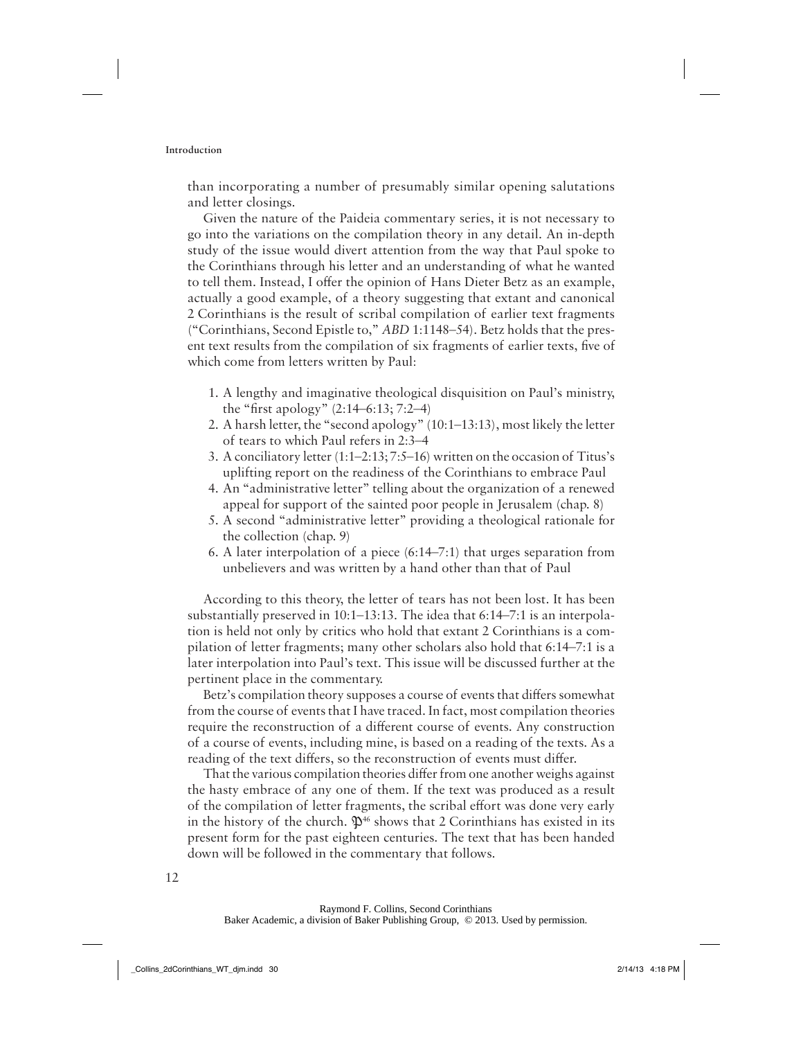than incorporating a number of presumably similar opening salutations and letter closings.

Given the nature of the Paideia commentary series, it is not necessary to go into the variations on the compilation theory in any detail. An in-depth study of the issue would divert attention from the way that Paul spoke to the Corinthians through his letter and an understanding of what he wanted to tell them. Instead, I offer the opinion of Hans Dieter Betz as an example, actually a good example, of a theory suggesting that extant and canonical 2 Corinthians is the result of scribal compilation of earlier text fragments ("Corinthians, Second Epistle to," *ABD* 1:1148–54). Betz holds that the present text results from the compilation of six fragments of earlier texts, five of which come from letters written by Paul:

1. A lengthy and imaginative theological disquisition on Paul's ministry, the "first apology" (2:14–6:13; 7:2–4)
2. A harsh letter, the "second apology" (10:1–13:13), most likely the letter of tears to which Paul refers in 2:3–4
3. A conciliatory letter (1:1–2:13; 7:5–16) written on the occasion of Titus's uplifting report on the readiness of the Corinthians to embrace Paul
4. An "administrative letter" telling about the organization of a renewed appeal for support of the sainted poor people in Jerusalem (chap. 8)
5. A second "administrative letter" providing a theological rationale for the collection (chap. 9)
6. A later interpolation of a piece (6:14–7:1) that urges separation from unbelievers and was written by a hand other than that of Paul

According to this theory, the letter of tears has not been lost. It has been substantially preserved in 10:1–13:13. The idea that 6:14–7:1 is an interpolation is held not only by critics who hold that extant 2 Corinthians is a compilation of letter fragments; many other scholars also hold that 6:14–7:1 is a later interpolation into Paul's text. This issue will be discussed further at the pertinent place in the commentary.

Betz's compilation theory supposes a course of events that differs somewhat from the course of events that I have traced. In fact, most compilation theories require the reconstruction of a different course of events. Any construction of a course of events, including mine, is based on a reading of the texts. As a reading of the text differs, so the reconstruction of events must differ.

That the various compilation theories differ from one another weighs against the hasty embrace of any one of them. If the text was produced as a result of the compilation of letter fragments, the scribal effort was done very early in the history of the church. 𝔓[46] shows that 2 Corinthians has existed in its present form for the past eighteen centuries. The text that has been handed down will be followed in the commentary that follows.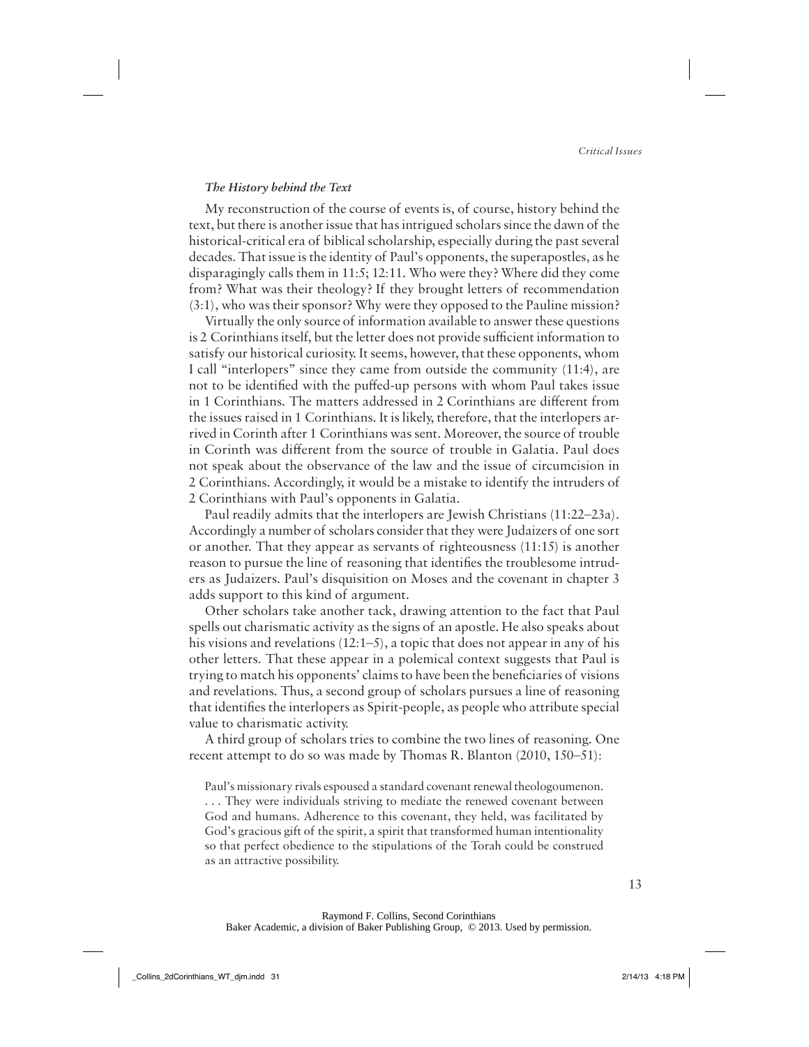### *The History behind the Text*

My reconstruction of the course of events is, of course, history behind the text, but there is another issue that has intrigued scholars since the dawn of the historical-critical era of biblical scholarship, especially during the past several decades. That issue is the identity of Paul's opponents, the superapostles, as he disparagingly calls them in 11:5; 12:11. Who were they? Where did they come from? What was their theology? If they brought letters of recommendation (3:1), who was their sponsor? Why were they opposed to the Pauline mission?

Virtually the only source of information available to answer these questions is 2 Corinthians itself, but the letter does not provide sufficient information to satisfy our historical curiosity. It seems, however, that these opponents, whom I call "interlopers" since they came from outside the community (11:4), are not to be identified with the puffed-up persons with whom Paul takes issue in 1 Corinthians. The matters addressed in 2 Corinthians are different from the issues raised in 1 Corinthians. It is likely, therefore, that the interlopers arrived in Corinth after 1 Corinthians was sent. Moreover, the source of trouble in Corinth was different from the source of trouble in Galatia. Paul does not speak about the observance of the law and the issue of circumcision in 2 Corinthians. Accordingly, it would be a mistake to identify the intruders of 2 Corinthians with Paul's opponents in Galatia.

Paul readily admits that the interlopers are Jewish Christians (11:22–23a). Accordingly a number of scholars consider that they were Judaizers of one sort or another. That they appear as servants of righteousness (11:15) is another reason to pursue the line of reasoning that identifies the troublesome intruders as Judaizers. Paul's disquisition on Moses and the covenant in chapter 3 adds support to this kind of argument.

Other scholars take another tack, drawing attention to the fact that Paul spells out charismatic activity as the signs of an apostle. He also speaks about his visions and revelations (12:1–5), a topic that does not appear in any of his other letters. That these appear in a polemical context suggests that Paul is trying to match his opponents' claims to have been the beneficiaries of visions and revelations. Thus, a second group of scholars pursues a line of reasoning that identifies the interlopers as Spirit-people, as people who attribute special value to charismatic activity.

A third group of scholars tries to combine the two lines of reasoning. One recent attempt to do so was made by Thomas R. Blanton (2010, 150–51):

> Paul's missionary rivals espoused a standard covenant renewal theologoumenon. . . . They were individuals striving to mediate the renewed covenant between God and humans. Adherence to this covenant, they held, was facilitated by God's gracious gift of the spirit, a spirit that transformed human intentionality so that perfect obedience to the stipulations of the Torah could be construed as an attractive possibility.

Raymond F. Collins, Second Corinthians
Baker Academic, a division of Baker Publishing Group, © 2013. Used by permission.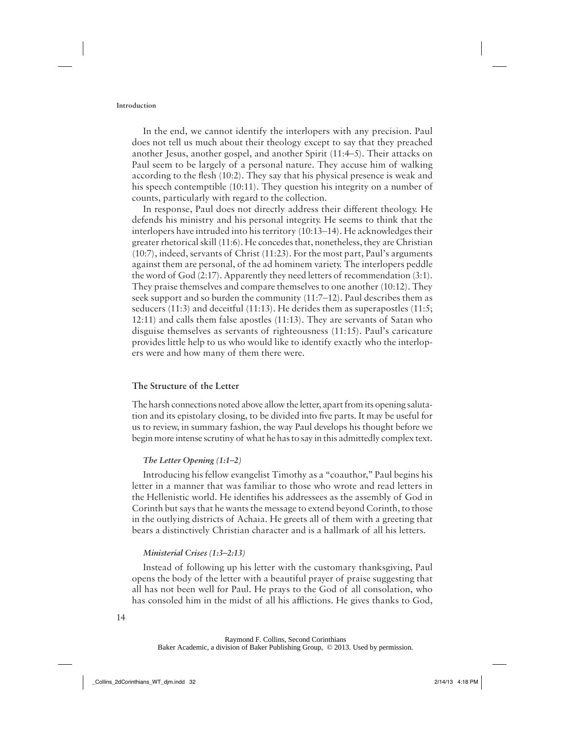In the end, we cannot identify the interlopers with any precision. Paul does not tell us much about their theology except to say that they preached another Jesus, another gospel, and another Spirit (11:4–5). Their attacks on Paul seem to be largely of a personal nature. They accuse him of walking according to the flesh (10:2). They say that his physical presence is weak and his speech contemptible (10:11). They question his integrity on a number of counts, particularly with regard to the collection.

In response, Paul does not directly address their different theology. He defends his ministry and his personal integrity. He seems to think that the interlopers have intruded into his territory (10:13–14). He acknowledges their greater rhetorical skill (11:6). He concedes that, nonetheless, they are Christian (10:7), indeed, servants of Christ (11:23). For the most part, Paul's arguments against them are personal, of the ad hominem variety. The interlopers peddle the word of God (2:17). Apparently they need letters of recommendation (3:1). They praise themselves and compare themselves to one another (10:12). They seek support and so burden the community (11:7–12). Paul describes them as seducers (11:3) and deceitful (11:13). He derides them as superapostles (11:5; 12:11) and calls them false apostles (11:13). They are servants of Satan who disguise themselves as servants of righteousness (11:15). Paul's caricature provides little help to us who would like to identify exactly who the interlopers were and how many of them there were.

## The Structure of the Letter

The harsh connections noted above allow the letter, apart from its opening salutation and its epistolary closing, to be divided into five parts. It may be useful for us to review, in summary fashion, the way Paul develops his thought before we begin more intense scrutiny of what he has to say in this admittedly complex text.

### *The Letter Opening (1:1–2)*

Introducing his fellow evangelist Timothy as a "coauthor," Paul begins his letter in a manner that was familiar to those who wrote and read letters in the Hellenistic world. He identifies his addressees as the assembly of God in Corinth but says that he wants the message to extend beyond Corinth, to those in the outlying districts of Achaia. He greets all of them with a greeting that bears a distinctively Christian character and is a hallmark of all his letters.

### *Ministerial Crises (1:3–2:13)*

Instead of following up his letter with the customary thanksgiving, Paul opens the body of the letter with a beautiful prayer of praise suggesting that all has not been well for Paul. He prays to the God of all consolation, who has consoled him in the midst of all his afflictions. He gives thanks to God,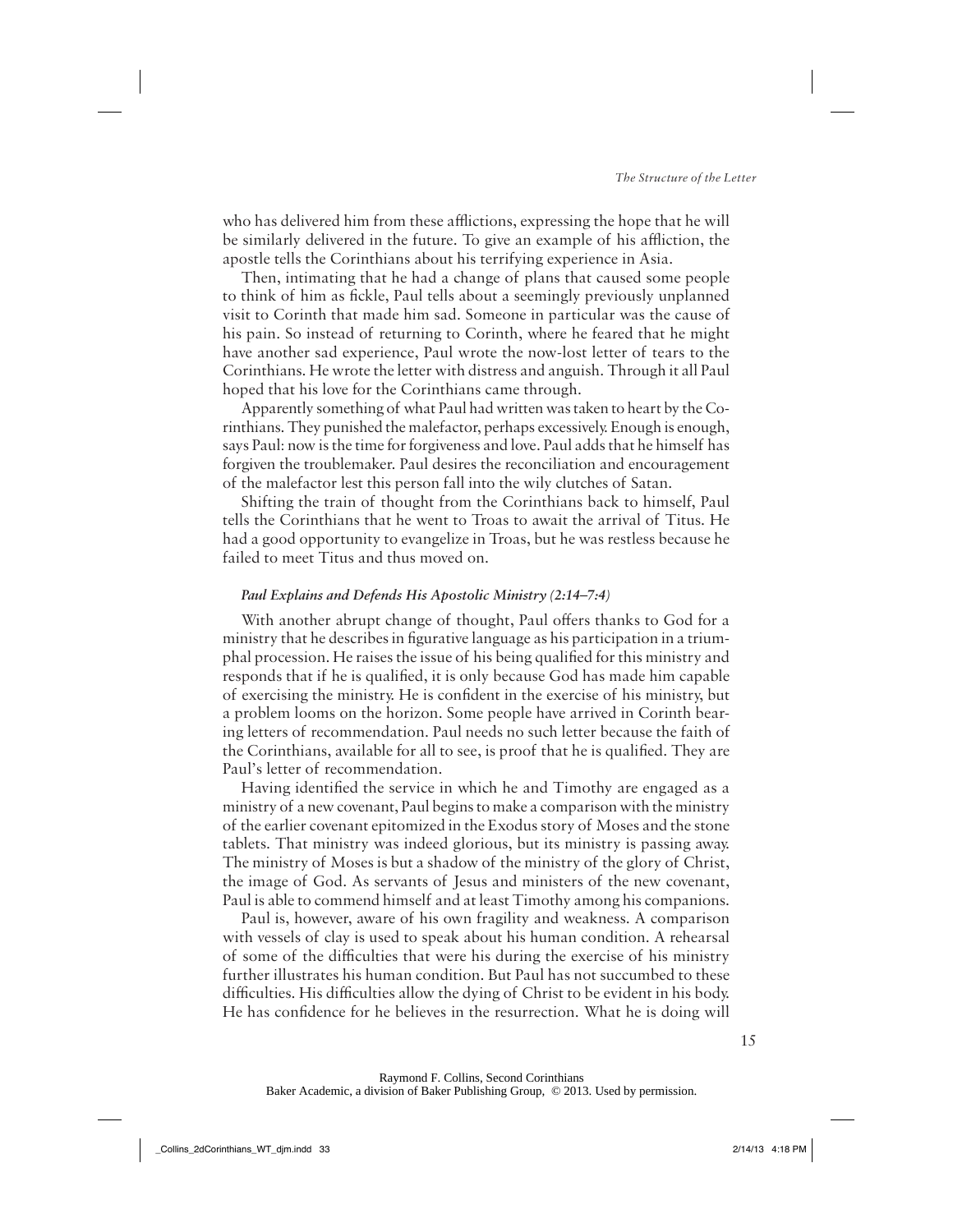who has delivered him from these afflictions, expressing the hope that he will be similarly delivered in the future. To give an example of his affliction, the apostle tells the Corinthians about his terrifying experience in Asia.

Then, intimating that he had a change of plans that caused some people to think of him as fickle, Paul tells about a seemingly previously unplanned visit to Corinth that made him sad. Someone in particular was the cause of his pain. So instead of returning to Corinth, where he feared that he might have another sad experience, Paul wrote the now-lost letter of tears to the Corinthians. He wrote the letter with distress and anguish. Through it all Paul hoped that his love for the Corinthians came through.

Apparently something of what Paul had written was taken to heart by the Corinthians. They punished the malefactor, perhaps excessively. Enough is enough, says Paul: now is the time for forgiveness and love. Paul adds that he himself has forgiven the troublemaker. Paul desires the reconciliation and encouragement of the malefactor lest this person fall into the wily clutches of Satan.

Shifting the train of thought from the Corinthians back to himself, Paul tells the Corinthians that he went to Troas to await the arrival of Titus. He had a good opportunity to evangelize in Troas, but he was restless because he failed to meet Titus and thus moved on.

#### *Paul Explains and Defends His Apostolic Ministry (2:14–7:4)*

With another abrupt change of thought, Paul offers thanks to God for a ministry that he describes in figurative language as his participation in a triumphal procession. He raises the issue of his being qualified for this ministry and responds that if he is qualified, it is only because God has made him capable of exercising the ministry. He is confident in the exercise of his ministry, but a problem looms on the horizon. Some people have arrived in Corinth bearing letters of recommendation. Paul needs no such letter because the faith of the Corinthians, available for all to see, is proof that he is qualified. They are Paul's letter of recommendation.

Having identified the service in which he and Timothy are engaged as a ministry of a new covenant, Paul begins to make a comparison with the ministry of the earlier covenant epitomized in the Exodus story of Moses and the stone tablets. That ministry was indeed glorious, but its ministry is passing away. The ministry of Moses is but a shadow of the ministry of the glory of Christ, the image of God. As servants of Jesus and ministers of the new covenant, Paul is able to commend himself and at least Timothy among his companions.

Paul is, however, aware of his own fragility and weakness. A comparison with vessels of clay is used to speak about his human condition. A rehearsal of some of the difficulties that were his during the exercise of his ministry further illustrates his human condition. But Paul has not succumbed to these difficulties. His difficulties allow the dying of Christ to be evident in his body. He has confidence for he believes in the resurrection. What he is doing will

Raymond F. Collins, Second Corinthians
Baker Academic, a division of Baker Publishing Group, © 2013. Used by permission.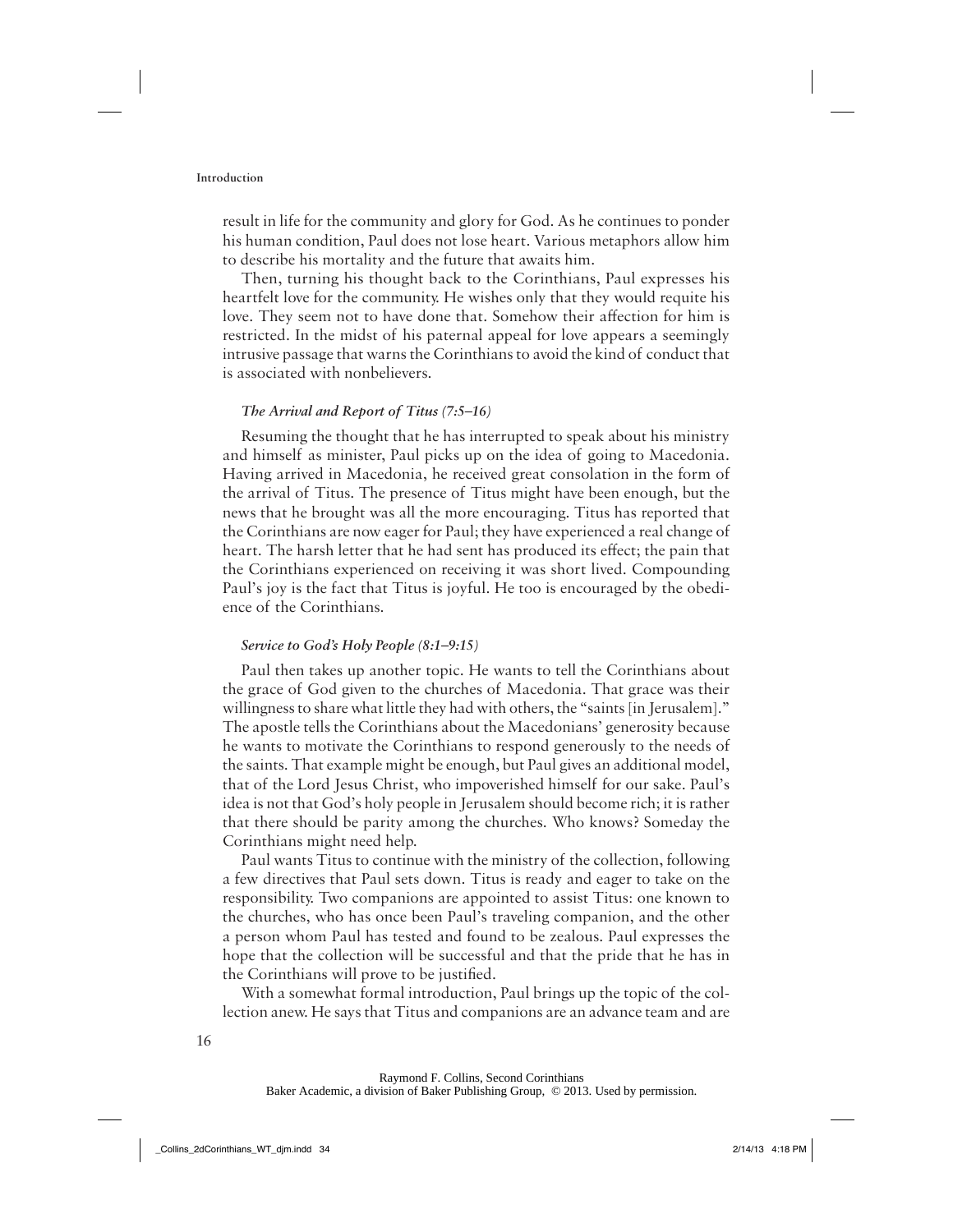result in life for the community and glory for God. As he continues to ponder his human condition, Paul does not lose heart. Various metaphors allow him to describe his mortality and the future that awaits him.

Then, turning his thought back to the Corinthians, Paul expresses his heartfelt love for the community. He wishes only that they would requite his love. They seem not to have done that. Somehow their affection for him is restricted. In the midst of his paternal appeal for love appears a seemingly intrusive passage that warns the Corinthians to avoid the kind of conduct that is associated with nonbelievers.

### *The Arrival and Report of Titus (7:5–16)*

Resuming the thought that he has interrupted to speak about his ministry and himself as minister, Paul picks up on the idea of going to Macedonia. Having arrived in Macedonia, he received great consolation in the form of the arrival of Titus. The presence of Titus might have been enough, but the news that he brought was all the more encouraging. Titus has reported that the Corinthians are now eager for Paul; they have experienced a real change of heart. The harsh letter that he had sent has produced its effect; the pain that the Corinthians experienced on receiving it was short lived. Compounding Paul's joy is the fact that Titus is joyful. He too is encouraged by the obedience of the Corinthians.

### *Service to God's Holy People (8:1–9:15)*

Paul then takes up another topic. He wants to tell the Corinthians about the grace of God given to the churches of Macedonia. That grace was their willingness to share what little they had with others, the "saints [in Jerusalem]." The apostle tells the Corinthians about the Macedonians' generosity because he wants to motivate the Corinthians to respond generously to the needs of the saints. That example might be enough, but Paul gives an additional model, that of the Lord Jesus Christ, who impoverished himself for our sake. Paul's idea is not that God's holy people in Jerusalem should become rich; it is rather that there should be parity among the churches. Who knows? Someday the Corinthians might need help.

Paul wants Titus to continue with the ministry of the collection, following a few directives that Paul sets down. Titus is ready and eager to take on the responsibility. Two companions are appointed to assist Titus: one known to the churches, who has once been Paul's traveling companion, and the other a person whom Paul has tested and found to be zealous. Paul expresses the hope that the collection will be successful and that the pride that he has in the Corinthians will prove to be justified.

With a somewhat formal introduction, Paul brings up the topic of the collection anew. He says that Titus and companions are an advance team and are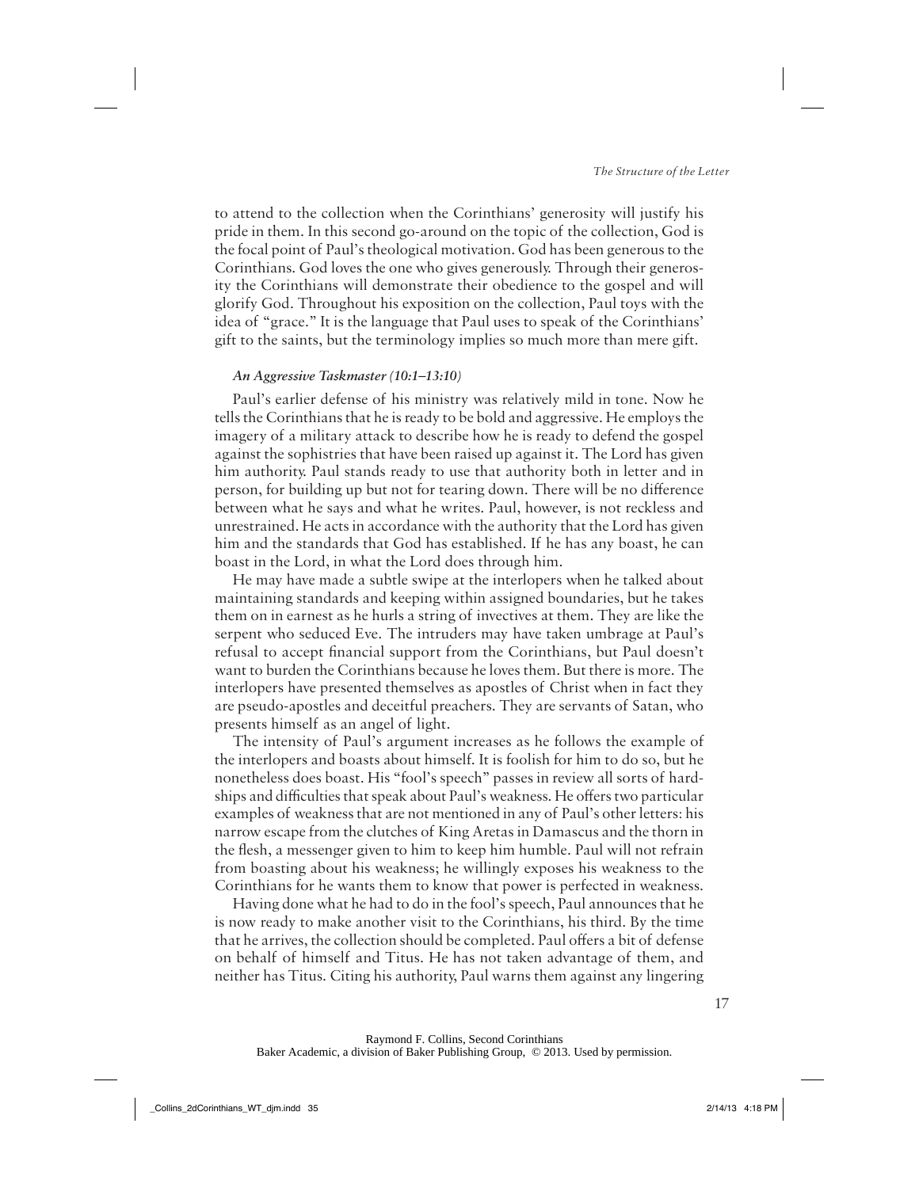to attend to the collection when the Corinthians' generosity will justify his pride in them. In this second go-around on the topic of the collection, God is the focal point of Paul's theological motivation. God has been generous to the Corinthians. God loves the one who gives generously. Through their generosity the Corinthians will demonstrate their obedience to the gospel and will glorify God. Throughout his exposition on the collection, Paul toys with the idea of "grace." It is the language that Paul uses to speak of the Corinthians' gift to the saints, but the terminology implies so much more than mere gift.

#### *An Aggressive Taskmaster (10:1–13:10)*

Paul's earlier defense of his ministry was relatively mild in tone. Now he tells the Corinthians that he is ready to be bold and aggressive. He employs the imagery of a military attack to describe how he is ready to defend the gospel against the sophistries that have been raised up against it. The Lord has given him authority. Paul stands ready to use that authority both in letter and in person, for building up but not for tearing down. There will be no difference between what he says and what he writes. Paul, however, is not reckless and unrestrained. He acts in accordance with the authority that the Lord has given him and the standards that God has established. If he has any boast, he can boast in the Lord, in what the Lord does through him.

He may have made a subtle swipe at the interlopers when he talked about maintaining standards and keeping within assigned boundaries, but he takes them on in earnest as he hurls a string of invectives at them. They are like the serpent who seduced Eve. The intruders may have taken umbrage at Paul's refusal to accept financial support from the Corinthians, but Paul doesn't want to burden the Corinthians because he loves them. But there is more. The interlopers have presented themselves as apostles of Christ when in fact they are pseudo-apostles and deceitful preachers. They are servants of Satan, who presents himself as an angel of light.

The intensity of Paul's argument increases as he follows the example of the interlopers and boasts about himself. It is foolish for him to do so, but he nonetheless does boast. His "fool's speech" passes in review all sorts of hardships and difficulties that speak about Paul's weakness. He offers two particular examples of weakness that are not mentioned in any of Paul's other letters: his narrow escape from the clutches of King Aretas in Damascus and the thorn in the flesh, a messenger given to him to keep him humble. Paul will not refrain from boasting about his weakness; he willingly exposes his weakness to the Corinthians for he wants them to know that power is perfected in weakness.

Having done what he had to do in the fool's speech, Paul announces that he is now ready to make another visit to the Corinthians, his third. By the time that he arrives, the collection should be completed. Paul offers a bit of defense on behalf of himself and Titus. He has not taken advantage of them, and neither has Titus. Citing his authority, Paul warns them against any lingering

Raymond F. Collins, Second Corinthians
Baker Academic, a division of Baker Publishing Group, © 2013. Used by permission.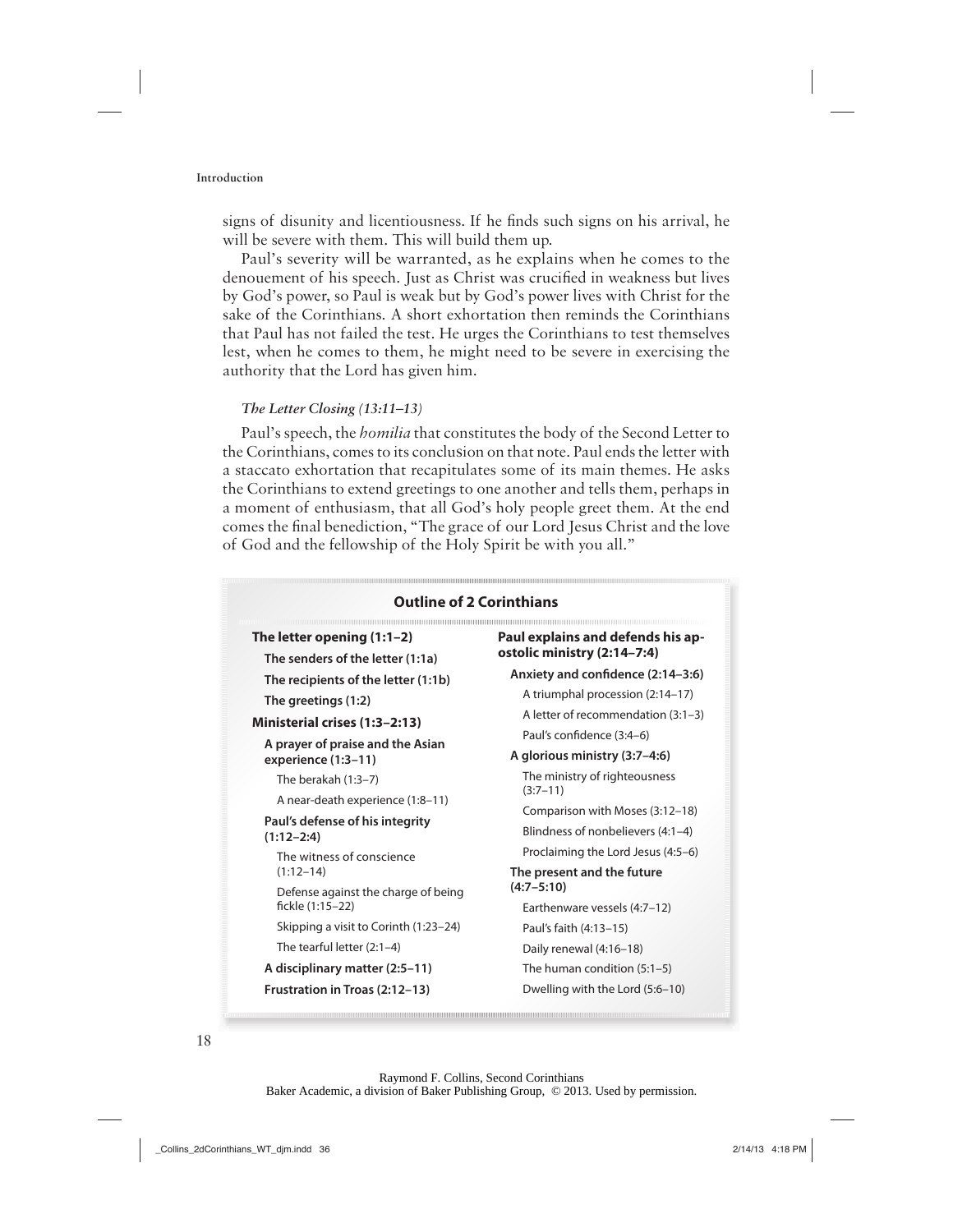signs of disunity and licentiousness. If he finds such signs on his arrival, he will be severe with them. This will build them up.

Paul's severity will be warranted, as he explains when he comes to the denouement of his speech. Just as Christ was crucified in weakness but lives by God's power, so Paul is weak but by God's power lives with Christ for the sake of the Corinthians. A short exhortation then reminds the Corinthians that Paul has not failed the test. He urges the Corinthians to test themselves lest, when he comes to them, he might need to be severe in exercising the authority that the Lord has given him.

#### *The Letter Closing (13:11–13)*

Paul's speech, the *homilia* that constitutes the body of the Second Letter to the Corinthians, comes to its conclusion on that note. Paul ends the letter with a staccato exhortation that recapitulates some of its main themes. He asks the Corinthians to extend greetings to one another and tells them, perhaps in a moment of enthusiasm, that all God's holy people greet them. At the end comes the final benediction, "The grace of our Lord Jesus Christ and the love of God and the fellowship of the Holy Spirit be with you all."

### Outline of 2 Corinthians

- **The letter opening (1:1–2)**
  - **The senders of the letter (1:1a)**
  - **The recipients of the letter (1:1b)**
  - **The greetings (1:2)**
- **Ministerial crises (1:3–2:13)**
  - **A prayer of praise and the Asian experience (1:3–11)**
    - The berakah (1:3–7)
    - A near-death experience (1:8–11)
  - **Paul's defense of his integrity (1:12–2:4)**
    - The witness of conscience (1:12–14)
    - Defense against the charge of being fickle (1:15–22)
    - Skipping a visit to Corinth (1:23–24)
    - The tearful letter (2:1–4)
  - **A disciplinary matter (2:5–11)**
  - **Frustration in Troas (2:12–13)**
- **Paul explains and defends his apostolic ministry (2:14–7:4)**
  - **Anxiety and confidence (2:14–3:6)**
    - A triumphal procession (2:14–17)
    - A letter of recommendation (3:1–3)
    - Paul's confidence (3:4–6)
  - **A glorious ministry (3:7–4:6)**
    - The ministry of righteousness (3:7–11)
    - Comparison with Moses (3:12–18)
    - Blindness of nonbelievers (4:1–4)
    - Proclaiming the Lord Jesus (4:5–6)
  - **The present and the future (4:7–5:10)**
    - Earthenware vessels (4:7–12)
    - Paul's faith (4:13–15)
    - Daily renewal (4:16–18)
    - The human condition (5:1–5)
    - Dwelling with the Lord (5:6–10)

Raymond F. Collins, Second Corinthians
Baker Academic, a division of Baker Publishing Group, © 2013. Used by permission.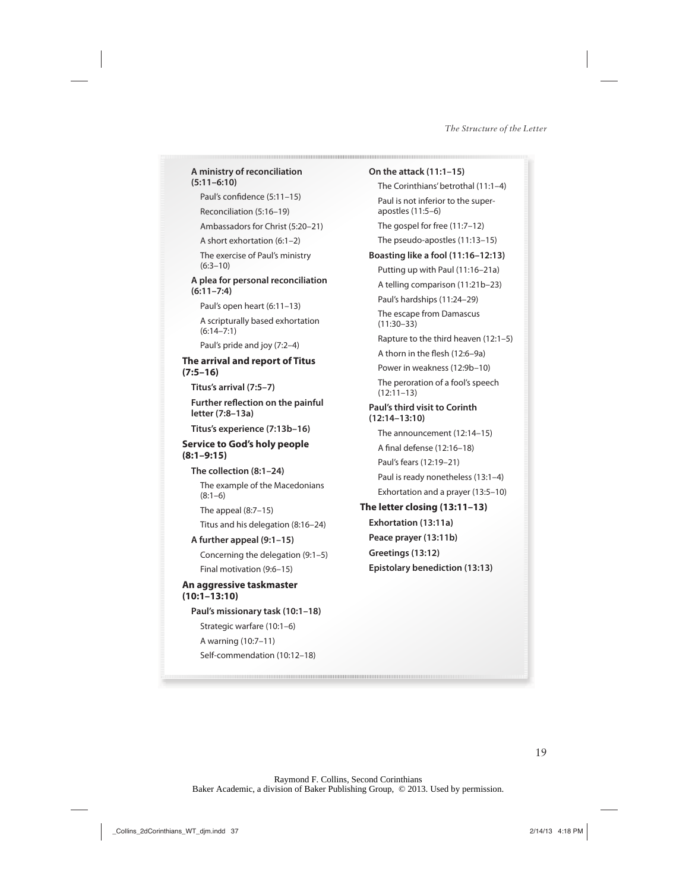**A ministry of reconciliation (5:11–6:10)**

- Paul's confidence (5:11–15)
- Reconciliation (5:16–19)
- Ambassadors for Christ (5:20–21)
- A short exhortation (6:1–2)
- The exercise of Paul's ministry (6:3–10)

**A plea for personal reconciliation (6:11–7:4)**

- Paul's open heart (6:11–13)
- A scripturally based exhortation (6:14–7:1)
- Paul's pride and joy (7:2–4)

**The arrival and report of Titus (7:5–16)**

**Titus's arrival (7:5–7)**

**Further reflection on the painful letter (7:8–13a)**

**Titus's experience (7:13b–16)**

**Service to God's holy people (8:1–9:15)**

**The collection (8:1–24)**

- The example of the Macedonians (8:1–6)
- The appeal (8:7–15)
- Titus and his delegation (8:16–24)

**A further appeal (9:1–15)**

- Concerning the delegation (9:1–5)
- Final motivation (9:6–15)

**An aggressive taskmaster (10:1–13:10)**

**Paul's missionary task (10:1–18)**

- Strategic warfare (10:1–6)
- A warning (10:7–11)
- Self-commendation (10:12–18)

**On the attack (11:1–15)**

- The Corinthians' betrothal (11:1–4)
- Paul is not inferior to the super-apostles (11:5–6)
- The gospel for free (11:7–12)
- The pseudo-apostles (11:13–15)

**Boasting like a fool (11:16–12:13)**

- Putting up with Paul (11:16–21a)
- A telling comparison (11:21b–23)
- Paul's hardships (11:24–29)
- The escape from Damascus (11:30–33)
- Rapture to the third heaven (12:1–5)
- A thorn in the flesh (12:6–9a)
- Power in weakness (12:9b–10)
- The peroration of a fool's speech (12:11–13)

**Paul's third visit to Corinth (12:14–13:10)**

- The announcement (12:14–15)
- A final defense (12:16–18)
- Paul's fears (12:19–21)
- Paul is ready nonetheless (13:1–4)
- Exhortation and a prayer (13:5–10)

**The letter closing (13:11–13)**

**Exhortation (13:11a)**

**Peace prayer (13:11b)**

**Greetings (13:12)**

**Epistolary benediction (13:13)**

Raymond F. Collins, Second Corinthians
Baker Academic, a division of Baker Publishing Group, © 2013. Used by permission.